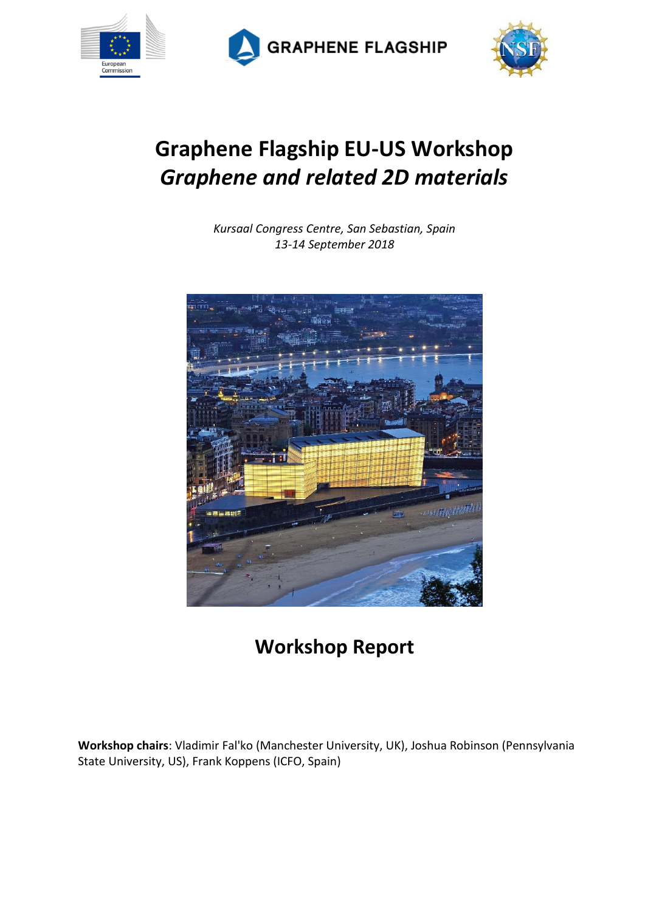# Graphene Flagship EU-US Workshop

## *Graphene and related 2D materials*

*Kursaal Congress Centre, San Sebastian, Spain*
*13-14 September 2018*

## Workshop Report

**Workshop chairs**: Vladimir Fal'ko (Manchester University, UK), Joshua Robinson (Pennsylvania State University, US), Frank Koppens (ICFO, Spain)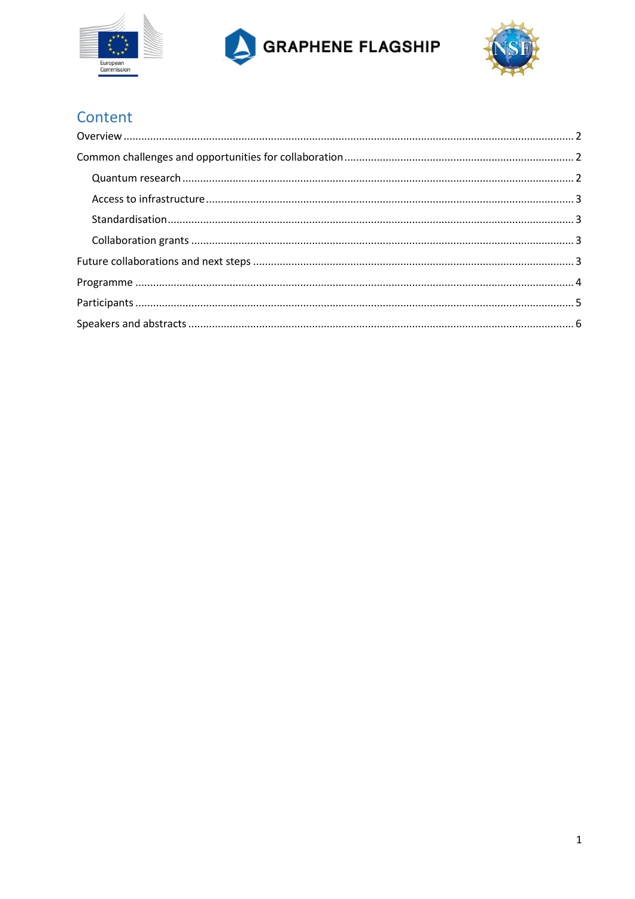# Content

- Overview ..... 2
- Common challenges and opportunities for collaboration ..... 2
  - Quantum research ..... 2
  - Access to infrastructure ..... 3
  - Standardisation ..... 3
  - Collaboration grants ..... 3
- Future collaborations and next steps ..... 3
- Programme ..... 4
- Participants ..... 5
- Speakers and abstracts ..... 6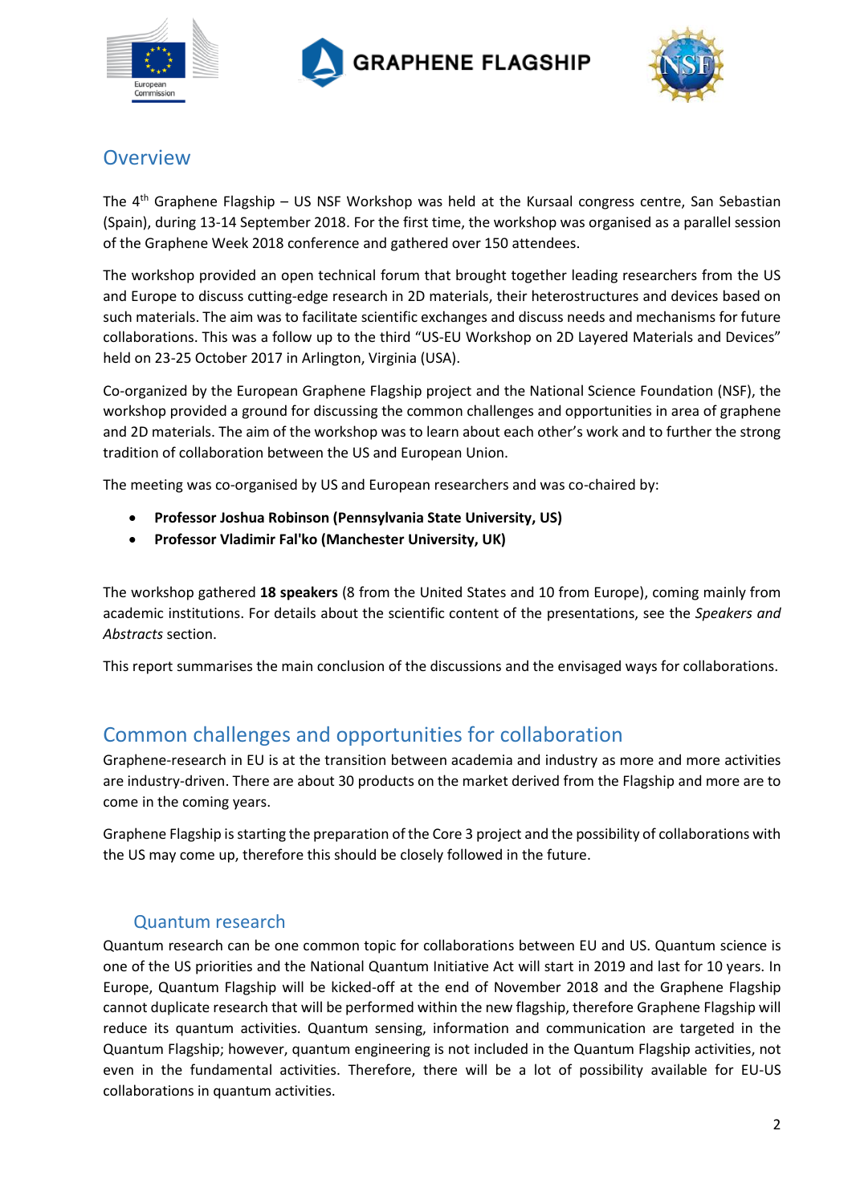## Overview

The 4th Graphene Flagship – US NSF Workshop was held at the Kursaal congress centre, San Sebastian (Spain), during 13-14 September 2018. For the first time, the workshop was organised as a parallel session of the Graphene Week 2018 conference and gathered over 150 attendees.

The workshop provided an open technical forum that brought together leading researchers from the US and Europe to discuss cutting-edge research in 2D materials, their heterostructures and devices based on such materials. The aim was to facilitate scientific exchanges and discuss needs and mechanisms for future collaborations. This was a follow up to the third "US-EU Workshop on 2D Layered Materials and Devices" held on 23-25 October 2017 in Arlington, Virginia (USA).

Co-organized by the European Graphene Flagship project and the National Science Foundation (NSF), the workshop provided a ground for discussing the common challenges and opportunities in area of graphene and 2D materials. The aim of the workshop was to learn about each other's work and to further the strong tradition of collaboration between the US and European Union.

The meeting was co-organised by US and European researchers and was co-chaired by:

- **Professor Joshua Robinson (Pennsylvania State University, US)**
- **Professor Vladimir Fal'ko (Manchester University, UK)**

The workshop gathered **18 speakers** (8 from the United States and 10 from Europe), coming mainly from academic institutions. For details about the scientific content of the presentations, see the *Speakers and Abstracts* section.

This report summarises the main conclusion of the discussions and the envisaged ways for collaborations.

## Common challenges and opportunities for collaboration

Graphene-research in EU is at the transition between academia and industry as more and more activities are industry-driven. There are about 30 products on the market derived from the Flagship and more are to come in the coming years.

Graphene Flagship is starting the preparation of the Core 3 project and the possibility of collaborations with the US may come up, therefore this should be closely followed in the future.

### Quantum research

Quantum research can be one common topic for collaborations between EU and US. Quantum science is one of the US priorities and the National Quantum Initiative Act will start in 2019 and last for 10 years. In Europe, Quantum Flagship will be kicked-off at the end of November 2018 and the Graphene Flagship cannot duplicate research that will be performed within the new flagship, therefore Graphene Flagship will reduce its quantum activities. Quantum sensing, information and communication are targeted in the Quantum Flagship; however, quantum engineering is not included in the Quantum Flagship activities, not even in the fundamental activities. Therefore, there will be a lot of possibility available for EU-US collaborations in quantum activities.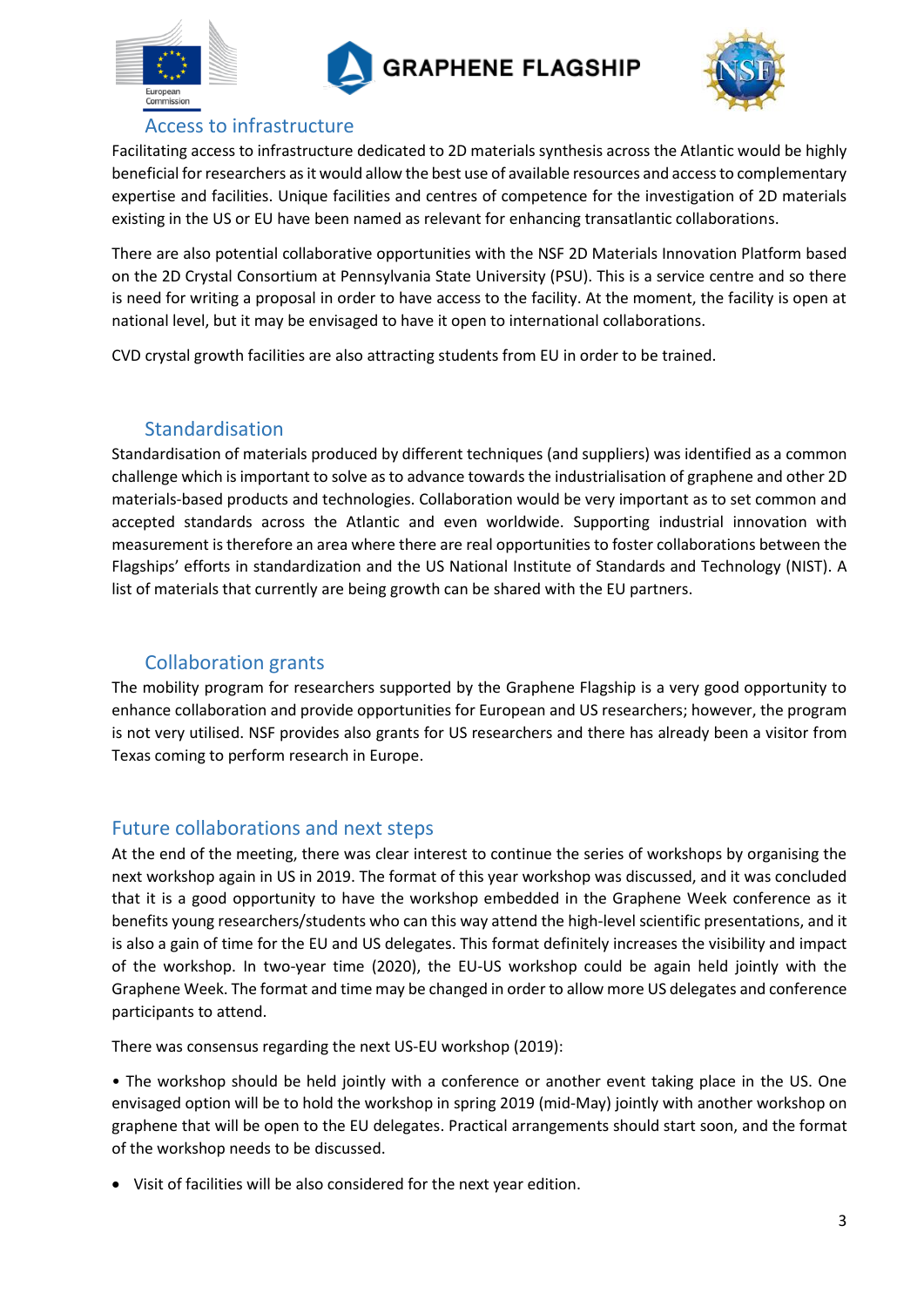### Access to infrastructure

Facilitating access to infrastructure dedicated to 2D materials synthesis across the Atlantic would be highly beneficial for researchers as it would allow the best use of available resources and access to complementary expertise and facilities. Unique facilities and centres of competence for the investigation of 2D materials existing in the US or EU have been named as relevant for enhancing transatlantic collaborations.

There are also potential collaborative opportunities with the NSF 2D Materials Innovation Platform based on the 2D Crystal Consortium at Pennsylvania State University (PSU). This is a service centre and so there is need for writing a proposal in order to have access to the facility. At the moment, the facility is open at national level, but it may be envisaged to have it open to international collaborations.

CVD crystal growth facilities are also attracting students from EU in order to be trained.

### Standardisation

Standardisation of materials produced by different techniques (and suppliers) was identified as a common challenge which is important to solve as to advance towards the industrialisation of graphene and other 2D materials-based products and technologies. Collaboration would be very important as to set common and accepted standards across the Atlantic and even worldwide. Supporting industrial innovation with measurement is therefore an area where there are real opportunities to foster collaborations between the Flagships' efforts in standardization and the US National Institute of Standards and Technology (NIST). A list of materials that currently are being growth can be shared with the EU partners.

### Collaboration grants

The mobility program for researchers supported by the Graphene Flagship is a very good opportunity to enhance collaboration and provide opportunities for European and US researchers; however, the program is not very utilised. NSF provides also grants for US researchers and there has already been a visitor from Texas coming to perform research in Europe.

## Future collaborations and next steps

At the end of the meeting, there was clear interest to continue the series of workshops by organising the next workshop again in US in 2019. The format of this year workshop was discussed, and it was concluded that it is a good opportunity to have the workshop embedded in the Graphene Week conference as it benefits young researchers/students who can this way attend the high-level scientific presentations, and it is also a gain of time for the EU and US delegates. This format definitely increases the visibility and impact of the workshop. In two-year time (2020), the EU-US workshop could be again held jointly with the Graphene Week. The format and time may be changed in order to allow more US delegates and conference participants to attend.

There was consensus regarding the next US-EU workshop (2019):

• The workshop should be held jointly with a conference or another event taking place in the US. One envisaged option will be to hold the workshop in spring 2019 (mid-May) jointly with another workshop on graphene that will be open to the EU delegates. Practical arrangements should start soon, and the format of the workshop needs to be discussed.

- Visit of facilities will be also considered for the next year edition.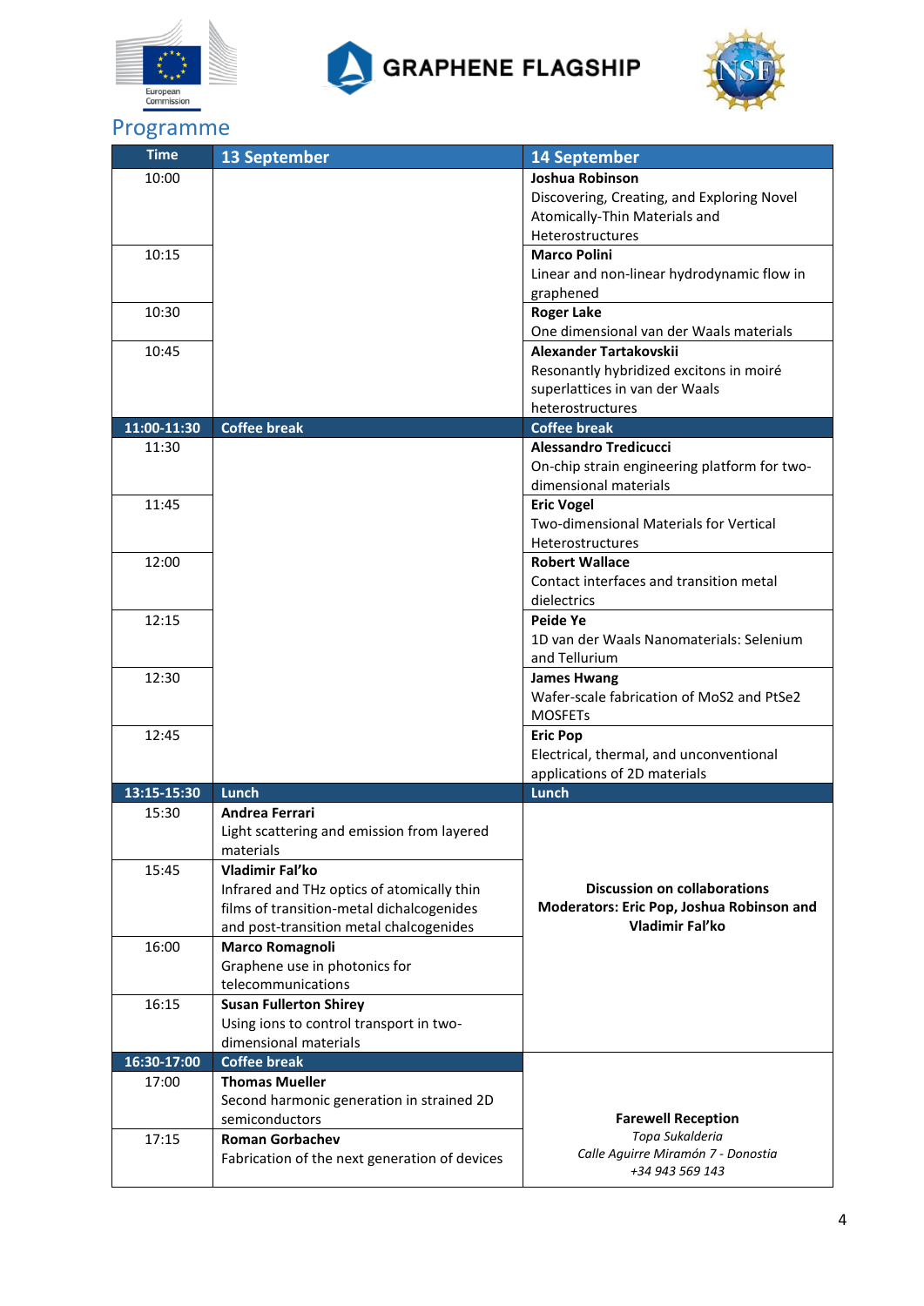# Programme

| Time | 13 September | 14 September |
|---|---|---|
| 10:00 | | **Joshua Robinson** Discovering, Creating, and Exploring Novel Atomically-Thin Materials and Heterostructures |
| 10:15 | | **Marco Polini** Linear and non-linear hydrodynamic flow in graphened |
| 10:30 | | **Roger Lake** One dimensional van der Waals materials |
| 10:45 | | **Alexander Tartakovskii** Resonantly hybridized excitons in moiré superlattices in van der Waals heterostructures |
| **11:00-11:30** | **Coffee break** | **Coffee break** |
| 11:30 | | **Alessandro Tredicucci** On-chip strain engineering platform for two-dimensional materials |
| 11:45 | | **Eric Vogel** Two-dimensional Materials for Vertical Heterostructures |
| 12:00 | | **Robert Wallace** Contact interfaces and transition metal dielectrics |
| 12:15 | | **Peide Ye** 1D van der Waals Nanomaterials: Selenium and Tellurium |
| 12:30 | | **James Hwang** Wafer-scale fabrication of MoS2 and PtSe2 MOSFETs |
| 12:45 | | **Eric Pop** Electrical, thermal, and unconventional applications of 2D materials |
| **13:15-15:30** | **Lunch** | **Lunch** |
| 15:30 | **Andrea Ferrari** Light scattering and emission from layered materials | **Discussion on collaborations** **Moderators: Eric Pop, Joshua Robinson and Vladimir Fal'ko** |
| 15:45 | **Vladimir Fal'ko** Infrared and THz optics of atomically thin films of transition-metal dichalcogenides and post-transition metal chalcogenides | |
| 16:00 | **Marco Romagnoli** Graphene use in photonics for telecommunications | |
| 16:15 | **Susan Fullerton Shirey** Using ions to control transport in two-dimensional materials | |
| **16:30-17:00** | **Coffee break** | **Farewell Reception** *Topa Sukalderia* *Calle Aguirre Miramón 7 - Donostia* *+34 943 569 143* |
| 17:00 | **Thomas Mueller** Second harmonic generation in strained 2D semiconductors | |
| 17:15 | **Roman Gorbachev** Fabrication of the next generation of devices | |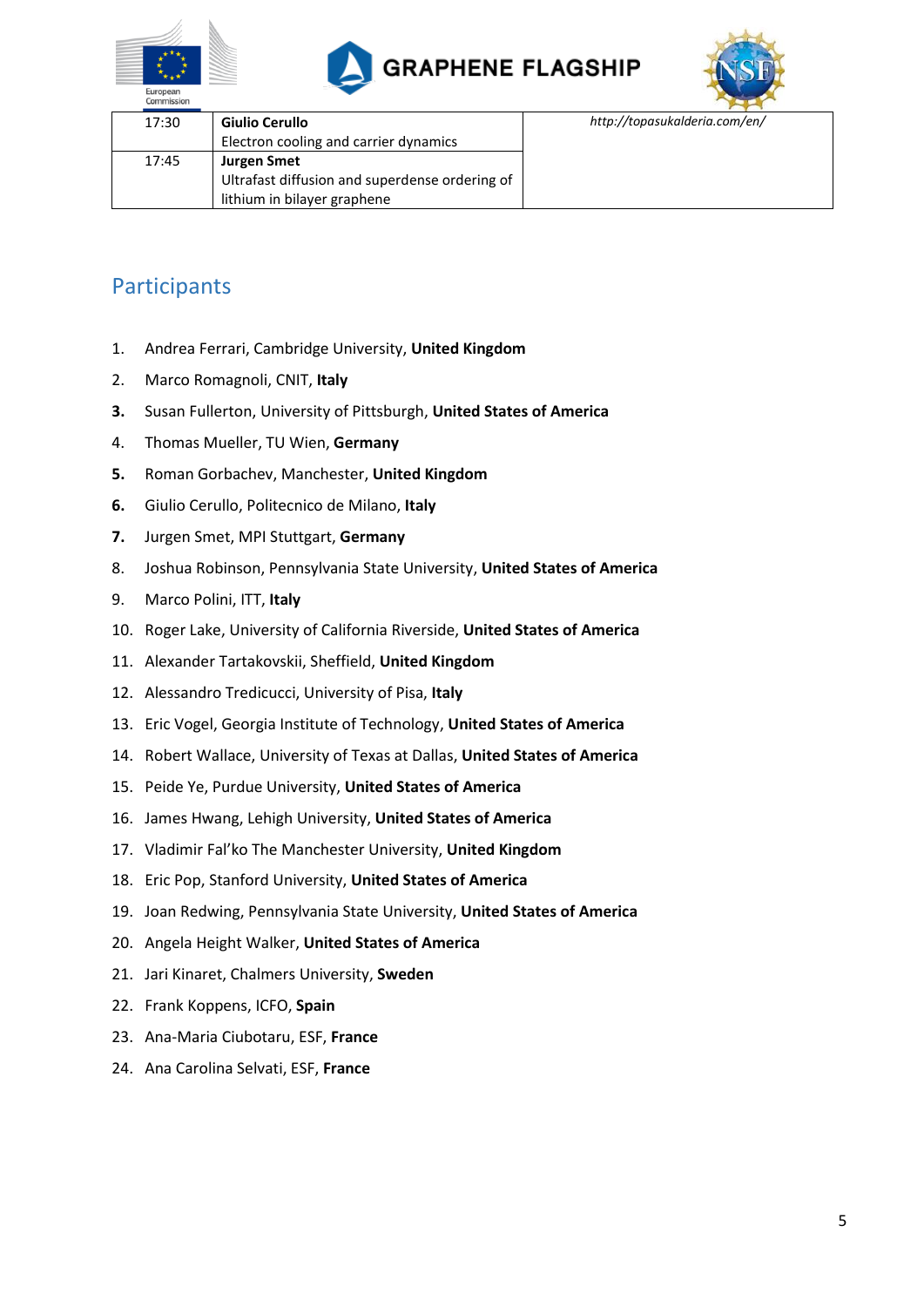| | | |
|---|---|---|
| 17:30 | **Giulio Cerullo**<br>Electron cooling and carrier dynamics | *http://topasukalderia.com/en/* |
| 17:45 | **Jurgen Smet**<br>Ultrafast diffusion and superdense ordering of lithium in bilayer graphene | |

## Participants

1. Andrea Ferrari, Cambridge University, **United Kingdom**
2. Marco Romagnoli, CNIT, **Italy**
3. Susan Fullerton, University of Pittsburgh, **United States of America**
4. Thomas Mueller, TU Wien, **Germany**
5. Roman Gorbachev, Manchester, **United Kingdom**
6. Giulio Cerullo, Politecnico de Milano, **Italy**
7. Jurgen Smet, MPI Stuttgart, **Germany**
8. Joshua Robinson, Pennsylvania State University, **United States of America**
9. Marco Polini, ITT, **Italy**
10. Roger Lake, University of California Riverside, **United States of America**
11. Alexander Tartakovskii, Sheffield, **United Kingdom**
12. Alessandro Tredicucci, University of Pisa, **Italy**
13. Eric Vogel, Georgia Institute of Technology, **United States of America**
14. Robert Wallace, University of Texas at Dallas, **United States of America**
15. Peide Ye, Purdue University, **United States of America**
16. James Hwang, Lehigh University, **United States of America**
17. Vladimir Fal'ko The Manchester University, **United Kingdom**
18. Eric Pop, Stanford University, **United States of America**
19. Joan Redwing, Pennsylvania State University, **United States of America**
20. Angela Height Walker, **United States of America**
21. Jari Kinaret, Chalmers University, **Sweden**
22. Frank Koppens, ICFO, **Spain**
23. Ana-Maria Ciubotaru, ESF, **France**
24. Ana Carolina Selvati, ESF, **France**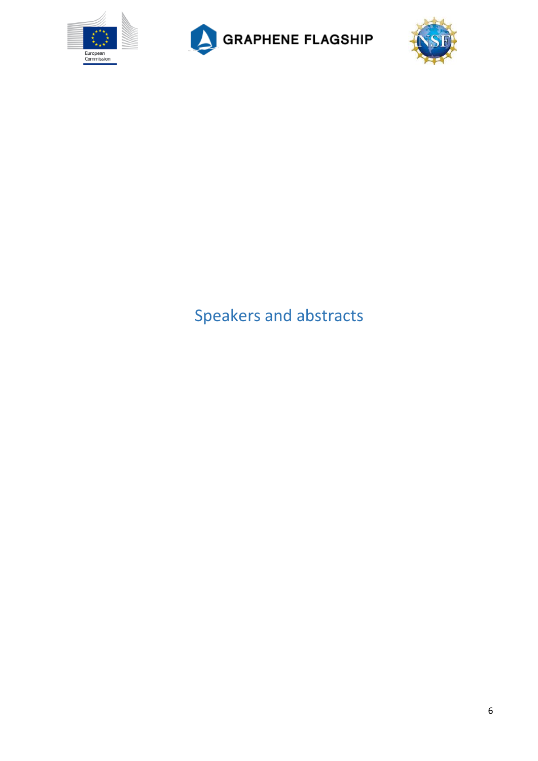# Speakers and abstracts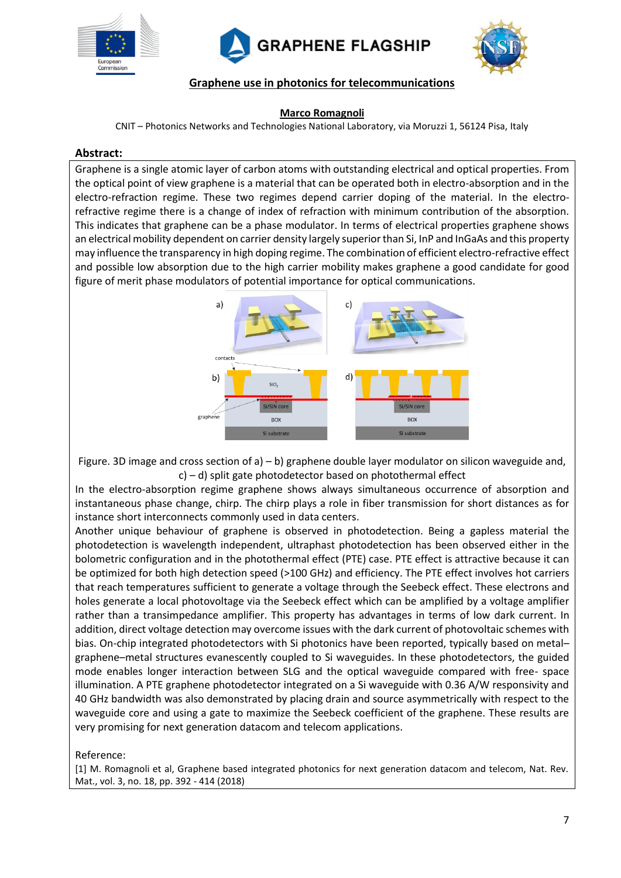## Graphene use in photonics for telecommunications

**Marco Romagnoli**

CNIT – Photonics Networks and Technologies National Laboratory, via Moruzzi 1, 56124 Pisa, Italy

### Abstract:

Graphene is a single atomic layer of carbon atoms with outstanding electrical and optical properties. From the optical point of view graphene is a material that can be operated both in electro-absorption and in the electro-refraction regime. These two regimes depend carrier doping of the material. In the electro-refractive regime there is a change of index of refraction with minimum contribution of the absorption. This indicates that graphene can be a phase modulator. In terms of electrical properties graphene shows an electrical mobility dependent on carrier density largely superior than Si, InP and InGaAs and this property may influence the transparency in high doping regime. The combination of efficient electro-refractive effect and possible low absorption due to the high carrier mobility makes graphene a good candidate for good figure of merit phase modulators of potential importance for optical communications.

Figure. 3D image and cross section of a) – b) graphene double layer modulator on silicon waveguide and, c) – d) split gate photodetector based on photothermal effect

In the electro-absorption regime graphene shows always simultaneous occurrence of absorption and instantaneous phase change, chirp. The chirp plays a role in fiber transmission for short distances as for instance short interconnects commonly used in data centers.

Another unique behaviour of graphene is observed in photodetection. Being a gapless material the photodetection is wavelength independent, ultraphast photodetection has been observed either in the bolometric configuration and in the photothermal effect (PTE) case. PTE effect is attractive because it can be optimized for both high detection speed (>100 GHz) and efficiency. The PTE effect involves hot carriers that reach temperatures sufficient to generate a voltage through the Seebeck effect. These electrons and holes generate a local photovoltage via the Seebeck effect which can be amplified by a voltage amplifier rather than a transimpedance amplifier. This property has advantages in terms of low dark current. In addition, direct voltage detection may overcome issues with the dark current of photovoltaic schemes with bias. On-chip integrated photodetectors with Si photonics have been reported, typically based on metal–graphene–metal structures evanescently coupled to Si waveguides. In these photodetectors, the guided mode enables longer interaction between SLG and the optical waveguide compared with free- space illumination. A PTE graphene photodetector integrated on a Si waveguide with 0.36 A/W responsivity and 40 GHz bandwidth was also demonstrated by placing drain and source asymmetrically with respect to the waveguide core and using a gate to maximize the Seebeck coefficient of the graphene. These results are very promising for next generation datacom and telecom applications.

Reference:

[1] M. Romagnoli et al, Graphene based integrated photonics for next generation datacom and telecom, Nat. Rev. Mat., vol. 3, no. 18, pp. 392 - 414 (2018)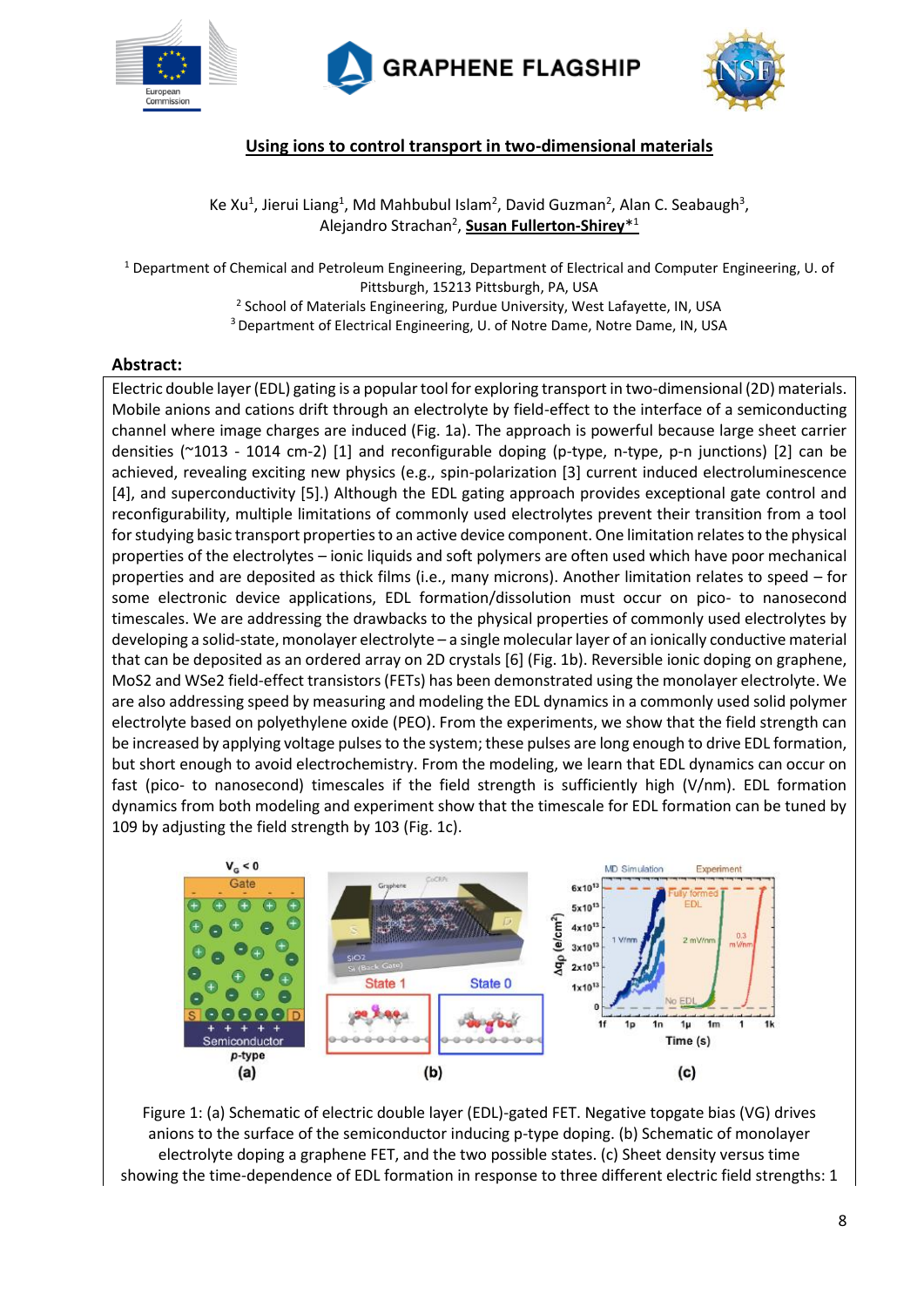## Using ions to control transport in two-dimensional materials

Ke Xu[1], Jierui Liang[1], Md Mahbubul Islam[2], David Guzman[2], Alan C. Seabaugh[3], Alejandro Strachan[2], **Susan Fullerton-Shirey***[1]

[1] Department of Chemical and Petroleum Engineering, Department of Electrical and Computer Engineering, U. of Pittsburgh, 15213 Pittsburgh, PA, USA

[2] School of Materials Engineering, Purdue University, West Lafayette, IN, USA

[3] Department of Electrical Engineering, U. of Notre Dame, Notre Dame, IN, USA

### Abstract:

Electric double layer (EDL) gating is a popular tool for exploring transport in two-dimensional (2D) materials. Mobile anions and cations drift through an electrolyte by field-effect to the interface of a semiconducting channel where image charges are induced (Fig. 1a). The approach is powerful because large sheet carrier densities (~1013 - 1014 cm-2) [1] and reconfigurable doping (p-type, n-type, p-n junctions) [2] can be achieved, revealing exciting new physics (e.g., spin-polarization [3] current induced electroluminescence [4], and superconductivity [5].) Although the EDL gating approach provides exceptional gate control and reconfigurability, multiple limitations of commonly used electrolytes prevent their transition from a tool for studying basic transport properties to an active device component. One limitation relates to the physical properties of the electrolytes – ionic liquids and soft polymers are often used which have poor mechanical properties and are deposited as thick films (i.e., many microns). Another limitation relates to speed – for some electronic device applications, EDL formation/dissolution must occur on pico- to nanosecond timescales. We are addressing the drawbacks to the physical properties of commonly used electrolytes by developing a solid-state, monolayer electrolyte – a single molecular layer of an ionically conductive material that can be deposited as an ordered array on 2D crystals [6] (Fig. 1b). Reversible ionic doping on graphene, MoS2 and WSe2 field-effect transistors (FETs) has been demonstrated using the monolayer electrolyte. We are also addressing speed by measuring and modeling the EDL dynamics in a commonly used solid polymer electrolyte based on polyethylene oxide (PEO). From the experiments, we show that the field strength can be increased by applying voltage pulses to the system; these pulses are long enough to drive EDL formation, but short enough to avoid electrochemistry. From the modeling, we learn that EDL dynamics can occur on fast (pico- to nanosecond) timescales if the field strength is sufficiently high (V/nm). EDL formation dynamics from both modeling and experiment show that the timescale for EDL formation can be tuned by 109 by adjusting the field strength by 103 (Fig. 1c).

Figure 1: (a) Schematic of electric double layer (EDL)-gated FET. Negative topgate bias (VG) drives anions to the surface of the semiconductor inducing p-type doping. (b) Schematic of monolayer electrolyte doping a graphene FET, and the two possible states. (c) Sheet density versus time showing the time-dependence of EDL formation in response to three different electric field strengths: 1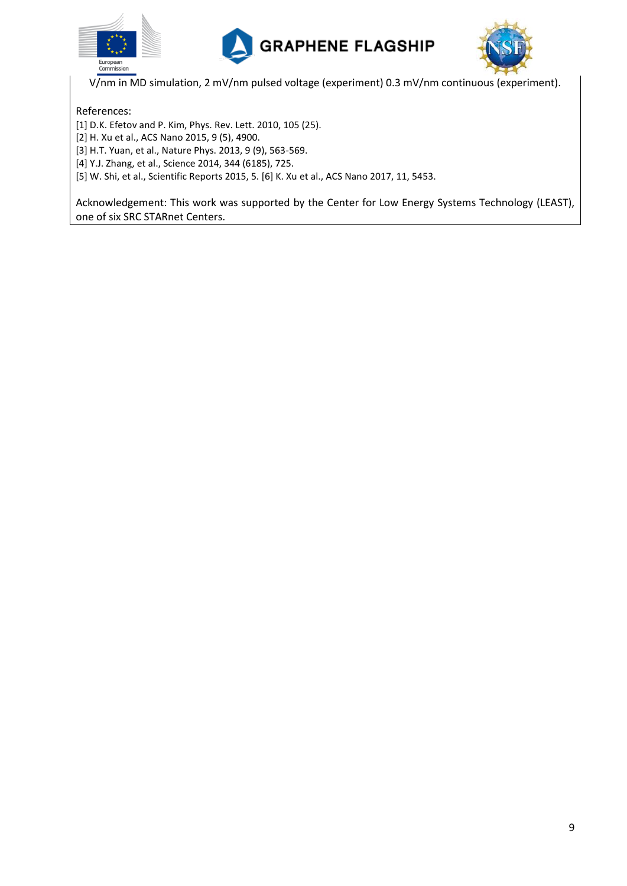V/nm in MD simulation, 2 mV/nm pulsed voltage (experiment) 0.3 mV/nm continuous (experiment).

References:

[1] D.K. Efetov and P. Kim, Phys. Rev. Lett. 2010, 105 (25).
[2] H. Xu et al., ACS Nano 2015, 9 (5), 4900.
[3] H.T. Yuan, et al., Nature Phys. 2013, 9 (9), 563-569.
[4] Y.J. Zhang, et al., Science 2014, 344 (6185), 725.
[5] W. Shi, et al., Scientific Reports 2015, 5. [6] K. Xu et al., ACS Nano 2017, 11, 5453.

Acknowledgement: This work was supported by the Center for Low Energy Systems Technology (LEAST), one of six SRC STARnet Centers.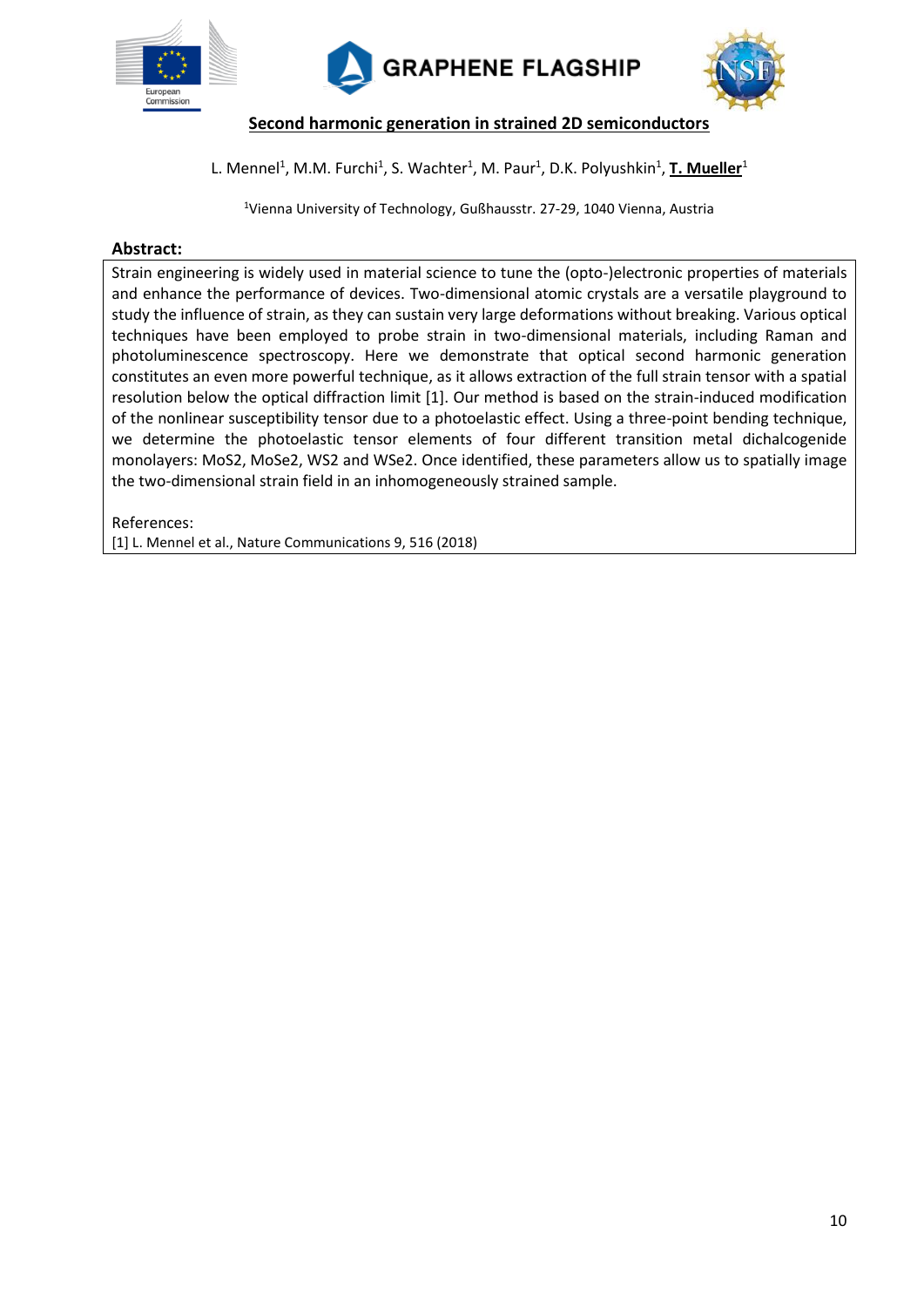## Second harmonic generation in strained 2D semiconductors

L. Mennel[1], M.M. Furchi[1], S. Wachter[1], M. Paur[1], D.K. Polyushkin[1], **T. Mueller**[1]

[1]Vienna University of Technology, Gußhausstr. 27-29, 1040 Vienna, Austria

**Abstract:**

Strain engineering is widely used in material science to tune the (opto-)electronic properties of materials and enhance the performance of devices. Two-dimensional atomic crystals are a versatile playground to study the influence of strain, as they can sustain very large deformations without breaking. Various optical techniques have been employed to probe strain in two-dimensional materials, including Raman and photoluminescence spectroscopy. Here we demonstrate that optical second harmonic generation constitutes an even more powerful technique, as it allows extraction of the full strain tensor with a spatial resolution below the optical diffraction limit [1]. Our method is based on the strain-induced modification of the nonlinear susceptibility tensor due to a photoelastic effect. Using a three-point bending technique, we determine the photoelastic tensor elements of four different transition metal dichalcogenide monolayers: $MoS_2$, $MoSe_2$, $WS_2$ and $WSe_2$. Once identified, these parameters allow us to spatially image the two-dimensional strain field in an inhomogeneously strained sample.

References:

[1] L. Mennel et al., Nature Communications 9, 516 (2018)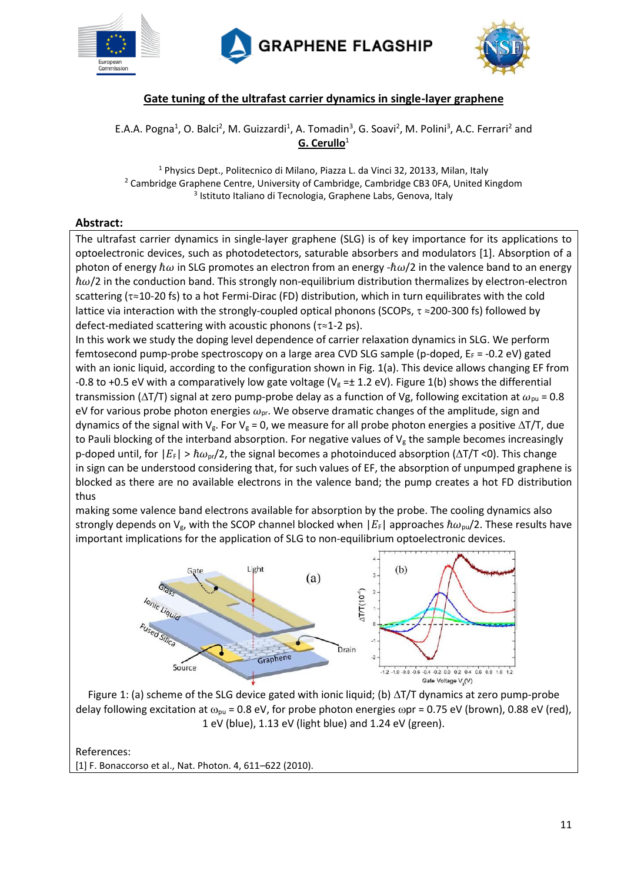## Gate tuning of the ultrafast carrier dynamics in single-layer graphene

E.A.A. Pogna[1], O. Balci[2], M. Guizzardi[1], A. Tomadin[3], G. Soavi[2], M. Polini[3], A.C. Ferrari[2] and **G. Cerullo**[1]

[1] Physics Dept., Politecnico di Milano, Piazza L. da Vinci 32, 20133, Milan, Italy
[2] Cambridge Graphene Centre, University of Cambridge, Cambridge CB3 0FA, United Kingdom
[3] Istituto Italiano di Tecnologia, Graphene Labs, Genova, Italy

### Abstract:

The ultrafast carrier dynamics in single-layer graphene (SLG) is of key importance for its applications to optoelectronic devices, such as photodetectors, saturable absorbers and modulators [1]. Absorption of a photon of energy $\hbar\omega$ in SLG promotes an electron from an energy $-\hbar\omega/2$ in the valence band to an energy $\hbar\omega/2$ in the conduction band. This strongly non-equilibrium distribution thermalizes by electron-electron scattering ($\tau \approx$10-20 fs) to a hot Fermi-Dirac (FD) distribution, which in turn equilibrates with the cold lattice via interaction with the strongly-coupled optical phonons (SCOPs, $\tau \approx$200-300 fs) followed by defect-mediated scattering with acoustic phonons ($\tau \approx$1-2 ps).

In this work we study the doping level dependence of carrier relaxation dynamics in SLG. We perform femtosecond pump-probe spectroscopy on a large area CVD SLG sample (p-doped, $E_F$ = -0.2 eV) gated with an ionic liquid, according to the configuration shown in Fig. 1(a). This device allows changing EF from -0.8 to +0.5 eV with a comparatively low gate voltage ($V_g$ =± 1.2 eV). Figure 1(b) shows the differential transmission ($\Delta T/T$) signal at zero pump-probe delay as a function of Vg, following excitation at $\omega_{pu}$ = 0.8 eV for various probe photon energies $\omega_{pr}$. We observe dramatic changes of the amplitude, sign and dynamics of the signal with $V_g$. For $V_g$ = 0, we measure for all probe photon energies a positive $\Delta T/T$, due to Pauli blocking of the interband absorption. For negative values of $V_g$ the sample becomes increasingly p-doped until, for $|E_F| > \hbar\omega_{pr}/2$, the signal becomes a photoinduced absorption ($\Delta T/T$ <0). This change in sign can be understood considering that, for such values of EF, the absorption of unpumped graphene is blocked as there are no available electrons in the valence band; the pump creates a hot FD distribution thus

making some valence band electrons available for absorption by the probe. The cooling dynamics also strongly depends on $V_g$, with the SCOP channel blocked when $|E_F|$ approaches $\hbar\omega_{pu}/2$. These results have important implications for the application of SLG to non-equilibrium optoelectronic devices.

Figure 1: (a) scheme of the SLG device gated with ionic liquid; (b) $\Delta T/T$ dynamics at zero pump-probe delay following excitation at $\omega_{pu}$ = 0.8 eV, for probe photon energies $\omega_{pr}$ = 0.75 eV (brown), 0.88 eV (red), 1 eV (blue), 1.13 eV (light blue) and 1.24 eV (green).

References:
[1] F. Bonaccorso et al., Nat. Photon. 4, 611–622 (2010).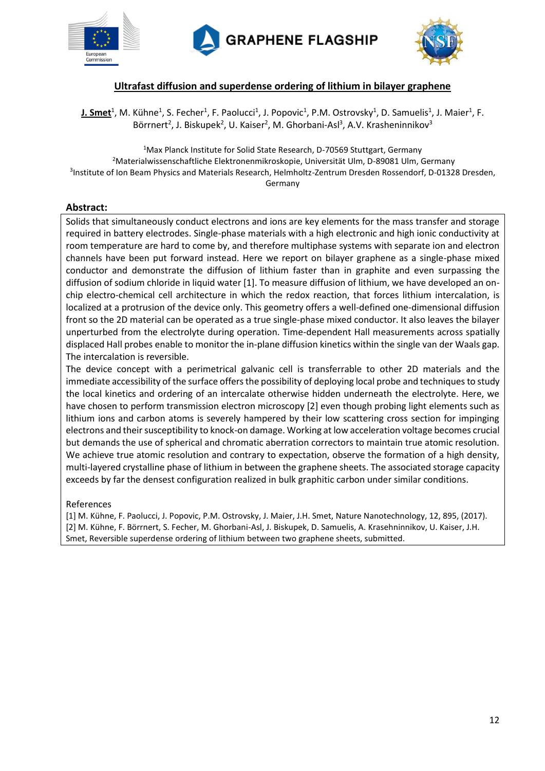## Ultrafast diffusion and superdense ordering of lithium in bilayer graphene

**J. Smet**[1], M. Kühne[1], S. Fecher[1], F. Paolucci[1], J. Popovic[1], P.M. Ostrovsky[1], D. Samuelis[1], J. Maier[1], F. Börrnert[2], J. Biskupek[2], U. Kaiser[2], M. Ghorbani-Asl[3], A.V. Krasheninnikov[3]

[1]Max Planck Institute for Solid State Research, D-70569 Stuttgart, Germany
[2]Materialwissenschaftliche Elektronenmikroskopie, Universität Ulm, D-89081 Ulm, Germany
[3]Institute of Ion Beam Physics and Materials Research, Helmholtz-Zentrum Dresden Rossendorf, D-01328 Dresden, Germany

### Abstract:

Solids that simultaneously conduct electrons and ions are key elements for the mass transfer and storage required in battery electrodes. Single-phase materials with a high electronic and high ionic conductivity at room temperature are hard to come by, and therefore multiphase systems with separate ion and electron channels have been put forward instead. Here we report on bilayer graphene as a single-phase mixed conductor and demonstrate the diffusion of lithium faster than in graphite and even surpassing the diffusion of sodium chloride in liquid water [1]. To measure diffusion of lithium, we have developed an on-chip electro-chemical cell architecture in which the redox reaction, that forces lithium intercalation, is localized at a protrusion of the device only. This geometry offers a well-defined one-dimensional diffusion front so the 2D material can be operated as a true single-phase mixed conductor. It also leaves the bilayer unperturbed from the electrolyte during operation. Time-dependent Hall measurements across spatially displaced Hall probes enable to monitor the in-plane diffusion kinetics within the single van der Waals gap. The intercalation is reversible.

The device concept with a perimetrical galvanic cell is transferrable to other 2D materials and the immediate accessibility of the surface offers the possibility of deploying local probe and techniques to study the local kinetics and ordering of an intercalate otherwise hidden underneath the electrolyte. Here, we have chosen to perform transmission electron microscopy [2] even though probing light elements such as lithium ions and carbon atoms is severely hampered by their low scattering cross section for impinging electrons and their susceptibility to knock-on damage. Working at low acceleration voltage becomes crucial but demands the use of spherical and chromatic aberration correctors to maintain true atomic resolution. We achieve true atomic resolution and contrary to expectation, observe the formation of a high density, multi-layered crystalline phase of lithium in between the graphene sheets. The associated storage capacity exceeds by far the densest configuration realized in bulk graphitic carbon under similar conditions.

References

[1] M. Kühne, F. Paolucci, J. Popovic, P.M. Ostrovsky, J. Maier, J.H. Smet, Nature Nanotechnology, 12, 895, (2017).

[2] M. Kühne, F. Börrnert, S. Fecher, M. Ghorbani-Asl, J. Biskupek, D. Samuelis, A. Krasehninnikov, U. Kaiser, J.H. Smet, Reversible superdense ordering of lithium between two graphene sheets, submitted.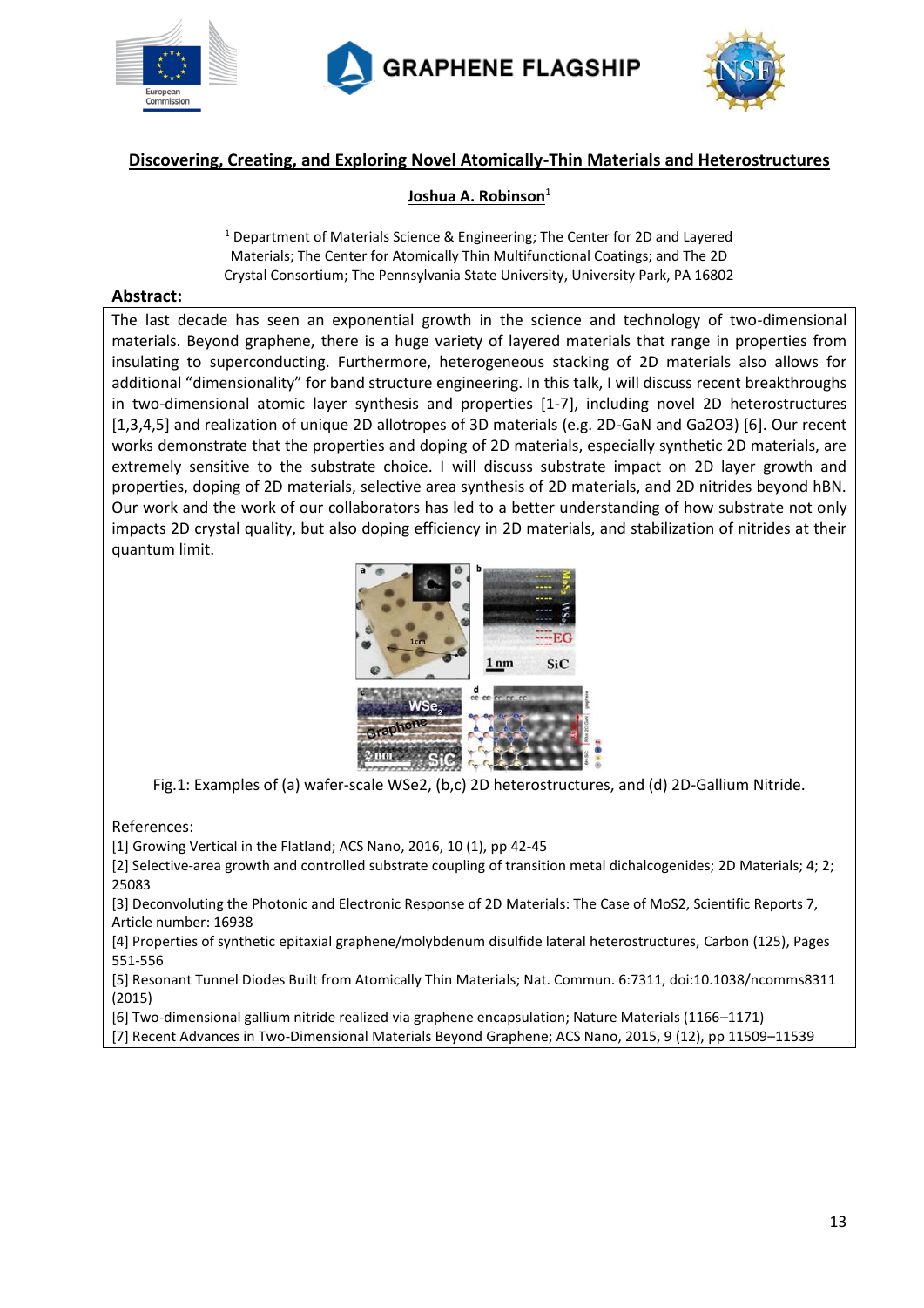## Discovering, Creating, and Exploring Novel Atomically-Thin Materials and Heterostructures

**Joshua A. Robinson**[1]

[1] Department of Materials Science & Engineering; The Center for 2D and Layered Materials; The Center for Atomically Thin Multifunctional Coatings; and The 2D Crystal Consortium; The Pennsylvania State University, University Park, PA 16802

**Abstract:**

The last decade has seen an exponential growth in the science and technology of two-dimensional materials. Beyond graphene, there is a huge variety of layered materials that range in properties from insulating to superconducting. Furthermore, heterogeneous stacking of 2D materials also allows for additional "dimensionality" for band structure engineering. In this talk, I will discuss recent breakthroughs in two-dimensional atomic layer synthesis and properties [1-7], including novel 2D heterostructures [1,3,4,5] and realization of unique 2D allotropes of 3D materials (e.g. 2D-GaN and $Ga_2O_3$) [6]. Our recent works demonstrate that the properties and doping of 2D materials, especially synthetic 2D materials, are extremely sensitive to the substrate choice. I will discuss substrate impact on 2D layer growth and properties, doping of 2D materials, selective area synthesis of 2D materials, and 2D nitrides beyond hBN. Our work and the work of our collaborators has led to a better understanding of how substrate not only impacts 2D crystal quality, but also doping efficiency in 2D materials, and stabilization of nitrides at their quantum limit.

Fig.1: Examples of (a) wafer-scale $WSe_2$, (b,c) 2D heterostructures, and (d) 2D-Gallium Nitride.

References:

[1] Growing Vertical in the Flatland; ACS Nano, 2016, 10 (1), pp 42-45

[2] Selective-area growth and controlled substrate coupling of transition metal dichalcogenides; 2D Materials; 4; 2; 25083

[3] Deconvoluting the Photonic and Electronic Response of 2D Materials: The Case of $MoS_2$, Scientific Reports 7, Article number: 16938

[4] Properties of synthetic epitaxial graphene/molybdenum disulfide lateral heterostructures, Carbon (125), Pages 551-556

[5] Resonant Tunnel Diodes Built from Atomically Thin Materials; Nat. Commun. 6:7311, doi:10.1038/ncomms8311 (2015)

[6] Two-dimensional gallium nitride realized via graphene encapsulation; Nature Materials (1166–1171)

[7] Recent Advances in Two-Dimensional Materials Beyond Graphene; ACS Nano, 2015, 9 (12), pp 11509–11539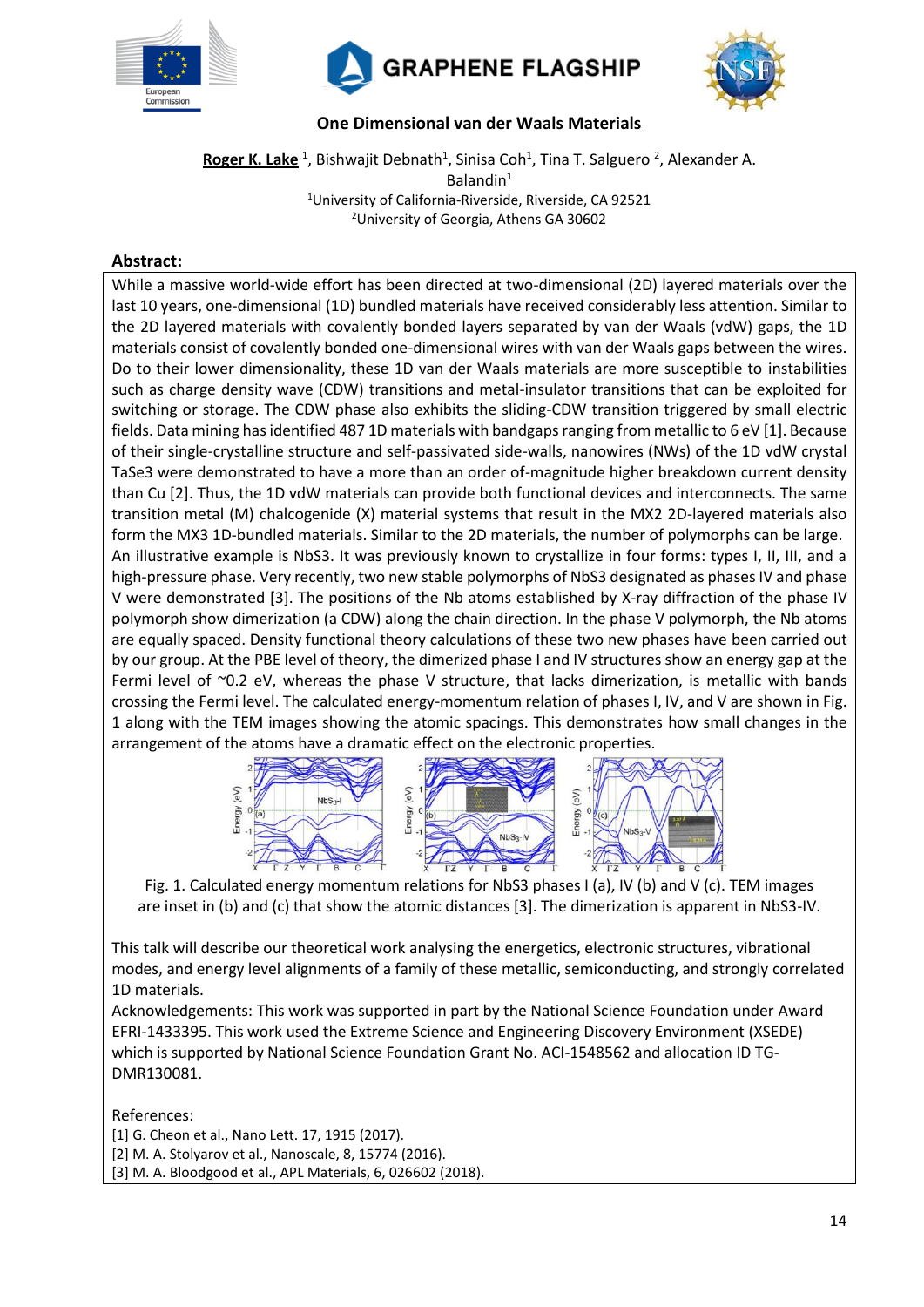## One Dimensional van der Waals Materials

**Roger K. Lake** [1], Bishwajit Debnath[1], Sinisa Coh[1], Tina T. Salguero [2], Alexander A. Balandin[1]

[1]University of California-Riverside, Riverside, CA 92521
[2]University of Georgia, Athens GA 30602

### Abstract:

While a massive world-wide effort has been directed at two-dimensional (2D) layered materials over the last 10 years, one-dimensional (1D) bundled materials have received considerably less attention. Similar to the 2D layered materials with covalently bonded layers separated by van der Waals (vdW) gaps, the 1D materials consist of covalently bonded one-dimensional wires with van der Waals gaps between the wires. Do to their lower dimensionality, these 1D van der Waals materials are more susceptible to instabilities such as charge density wave (CDW) transitions and metal-insulator transitions that can be exploited for switching or storage. The CDW phase also exhibits the sliding-CDW transition triggered by small electric fields. Data mining has identified 487 1D materials with bandgaps ranging from metallic to 6 eV [1]. Because of their single-crystalline structure and self-passivated side-walls, nanowires (NWs) of the 1D vdW crystal $TaSe_3$ were demonstrated to have a more than an order of-magnitude higher breakdown current density than Cu [2]. Thus, the 1D vdW materials can provide both functional devices and interconnects. The same transition metal (M) chalcogenide (X) material systems that result in the $MX_2$ 2D-layered materials also form the $MX_3$ 1D-bundled materials. Similar to the 2D materials, the number of polymorphs can be large. An illustrative example is $NbS_3$. It was previously known to crystallize in four forms: types I, II, III, and a high-pressure phase. Very recently, two new stable polymorphs of $NbS_3$ designated as phases IV and phase V were demonstrated [3]. The positions of the Nb atoms established by X-ray diffraction of the phase IV polymorph show dimerization (a CDW) along the chain direction. In the phase V polymorph, the Nb atoms are equally spaced. Density functional theory calculations of these two new phases have been carried out by our group. At the PBE level of theory, the dimerized phase I and IV structures show an energy gap at the Fermi level of ~0.2 eV, whereas the phase V structure, that lacks dimerization, is metallic with bands crossing the Fermi level. The calculated energy-momentum relation of phases I, IV, and V are shown in Fig. 1 along with the TEM images showing the atomic spacings. This demonstrates how small changes in the arrangement of the atoms have a dramatic effect on the electronic properties.

Fig. 1. Calculated energy momentum relations for $NbS_3$ phases I (a), IV (b) and V (c). TEM images are inset in (b) and (c) that show the atomic distances [3]. The dimerization is apparent in $NbS_3$-IV.

This talk will describe our theoretical work analysing the energetics, electronic structures, vibrational modes, and energy level alignments of a family of these metallic, semiconducting, and strongly correlated 1D materials.

Acknowledgements: This work was supported in part by the National Science Foundation under Award EFRI-1433395. This work used the Extreme Science and Engineering Discovery Environment (XSEDE) which is supported by National Science Foundation Grant No. ACI-1548562 and allocation ID TG-DMR130081.

References:
[1] G. Cheon et al., Nano Lett. 17, 1915 (2017).
[2] M. A. Stolyarov et al., Nanoscale, 8, 15774 (2016).
[3] M. A. Bloodgood et al., APL Materials, 6, 026602 (2018).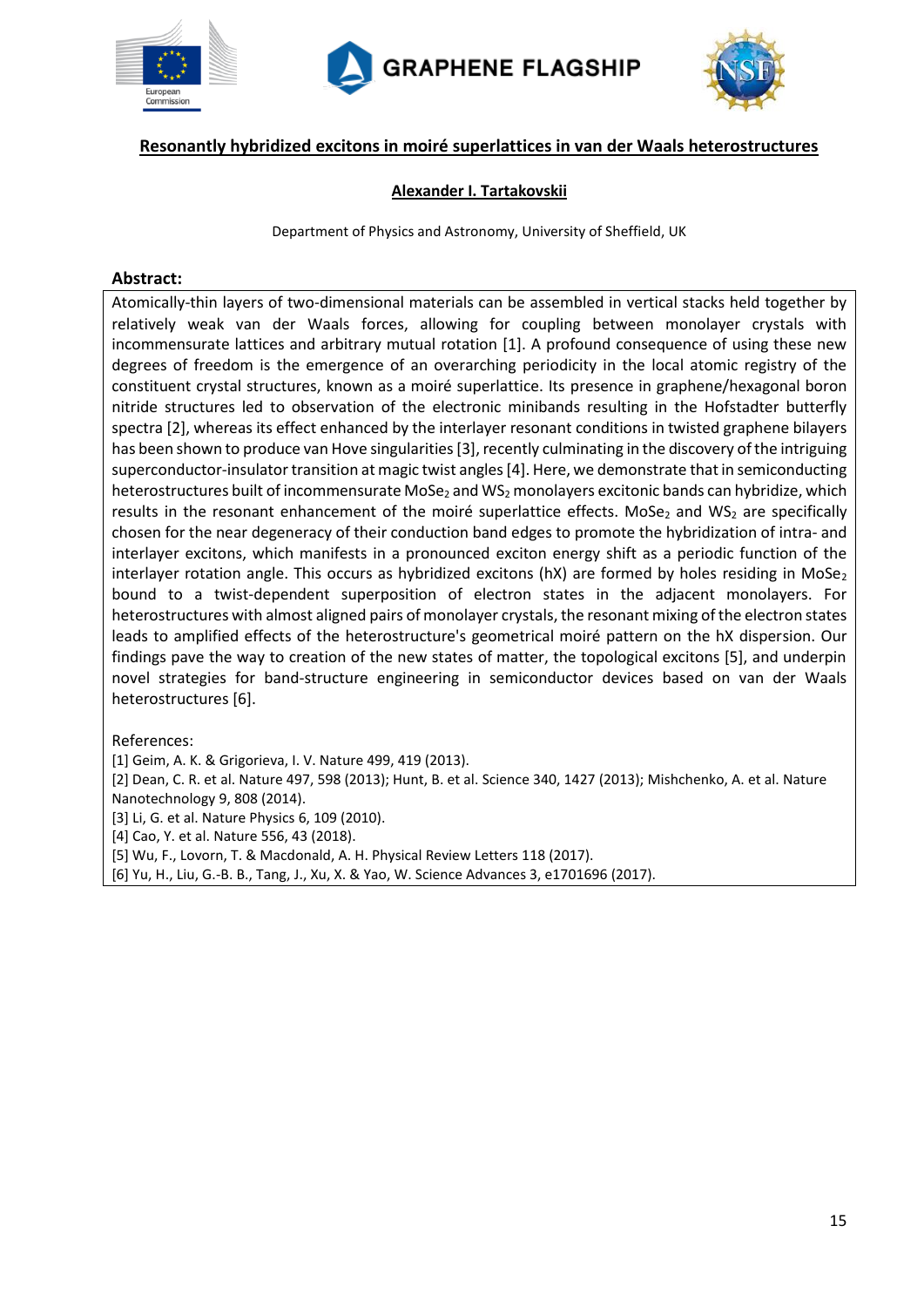## Resonantly hybridized excitons in moiré superlattices in van der Waals heterostructures

**Alexander I. Tartakovskii**

Department of Physics and Astronomy, University of Sheffield, UK

### Abstract:

Atomically-thin layers of two-dimensional materials can be assembled in vertical stacks held together by relatively weak van der Waals forces, allowing for coupling between monolayer crystals with incommensurate lattices and arbitrary mutual rotation [1]. A profound consequence of using these new degrees of freedom is the emergence of an overarching periodicity in the local atomic registry of the constituent crystal structures, known as a moiré superlattice. Its presence in graphene/hexagonal boron nitride structures led to observation of the electronic minibands resulting in the Hofstadter butterfly spectra [2], whereas its effect enhanced by the interlayer resonant conditions in twisted graphene bilayers has been shown to produce van Hove singularities [3], recently culminating in the discovery of the intriguing superconductor-insulator transition at magic twist angles [4]. Here, we demonstrate that in semiconducting heterostructures built of incommensurate $MoSe_2$ and $WS_2$ monolayers excitonic bands can hybridize, which results in the resonant enhancement of the moiré superlattice effects. $MoSe_2$ and $WS_2$ are specifically chosen for the near degeneracy of their conduction band edges to promote the hybridization of intra- and interlayer excitons, which manifests in a pronounced exciton energy shift as a periodic function of the interlayer rotation angle. This occurs as hybridized excitons (hX) are formed by holes residing in $MoSe_2$ bound to a twist-dependent superposition of electron states in the adjacent monolayers. For heterostructures with almost aligned pairs of monolayer crystals, the resonant mixing of the electron states leads to amplified effects of the heterostructure's geometrical moiré pattern on the hX dispersion. Our findings pave the way to creation of the new states of matter, the topological excitons [5], and underpin novel strategies for band-structure engineering in semiconductor devices based on van der Waals heterostructures [6].

References:

[1] Geim, A. K. & Grigorieva, I. V. Nature 499, 419 (2013).

[2] Dean, C. R. et al. Nature 497, 598 (2013); Hunt, B. et al. Science 340, 1427 (2013); Mishchenko, A. et al. Nature Nanotechnology 9, 808 (2014).

[3] Li, G. et al. Nature Physics 6, 109 (2010).

[4] Cao, Y. et al. Nature 556, 43 (2018).

[5] Wu, F., Lovorn, T. & Macdonald, A. H. Physical Review Letters 118 (2017).

[6] Yu, H., Liu, G.-B. B., Tang, J., Xu, X. & Yao, W. Science Advances 3, e1701696 (2017).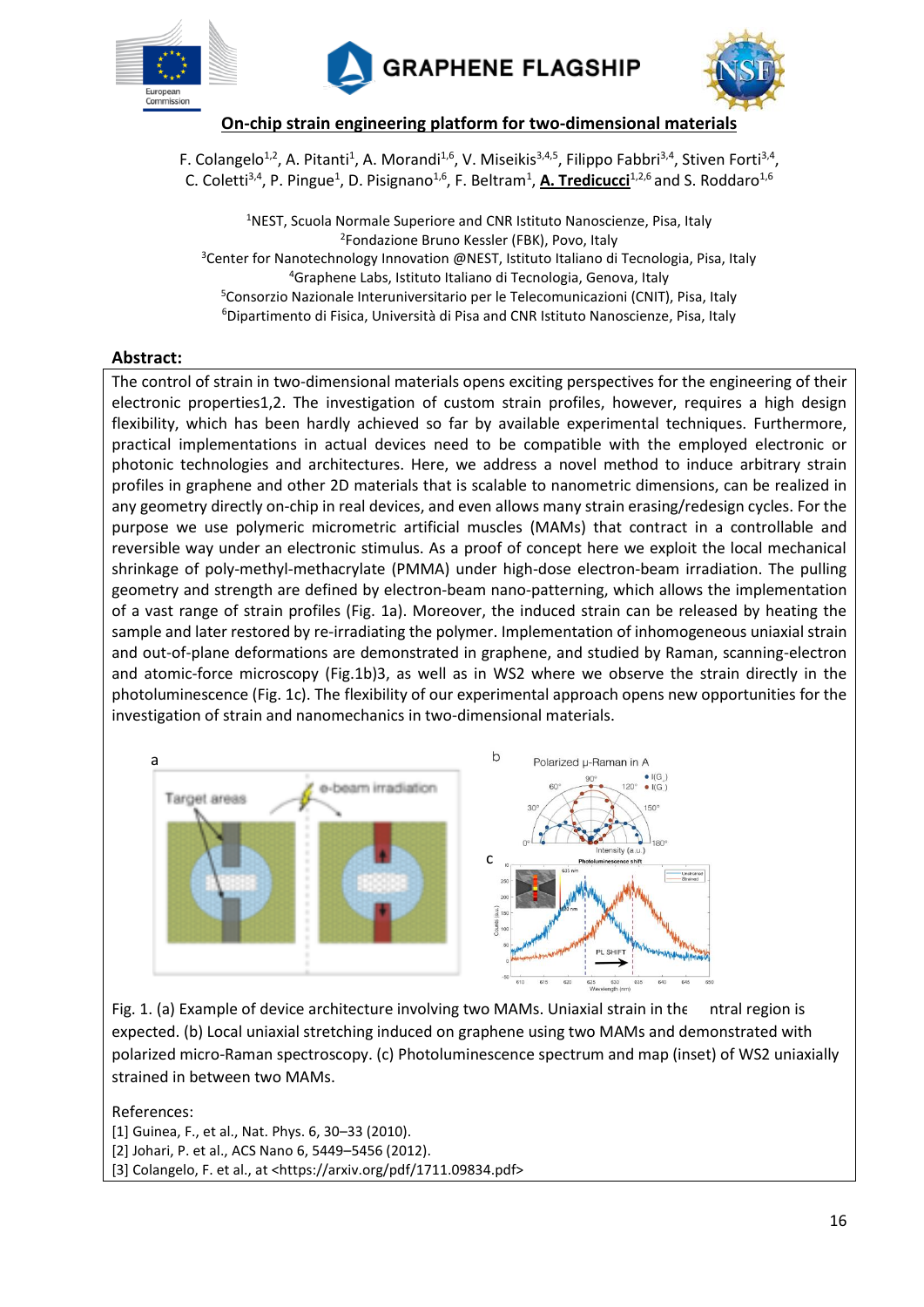## On-chip strain engineering platform for two-dimensional materials

F. Colangelo[1,2], A. Pitanti[1], A. Morandi[1,6], V. Miseikis[3,4,5], Filippo Fabbri[3,4], Stiven Forti[3,4], C. Coletti[3,4], P. Pingue[1], D. Pisignano[1,6], F. Beltram[1], **A. Tredicucci**[1,2,6] and S. Roddaro[1,6]

[1]NEST, Scuola Normale Superiore and CNR Istituto Nanoscienze, Pisa, Italy
[2]Fondazione Bruno Kessler (FBK), Povo, Italy
[3]Center for Nanotechnology Innovation @NEST, Istituto Italiano di Tecnologia, Pisa, Italy
[4]Graphene Labs, Istituto Italiano di Tecnologia, Genova, Italy
[5]Consorzio Nazionale Interuniversitario per le Telecomunicazioni (CNIT), Pisa, Italy
[6]Dipartimento di Fisica, Università di Pisa and CNR Istituto Nanoscienze, Pisa, Italy

**Abstract:**

The control of strain in two-dimensional materials opens exciting perspectives for the engineering of their electronic properties1,2. The investigation of custom strain profiles, however, requires a high design flexibility, which has been hardly achieved so far by available experimental techniques. Furthermore, practical implementations in actual devices need to be compatible with the employed electronic or photonic technologies and architectures. Here, we address a novel method to induce arbitrary strain profiles in graphene and other 2D materials that is scalable to nanometric dimensions, can be realized in any geometry directly on-chip in real devices, and even allows many strain erasing/redesign cycles. For the purpose we use polymeric micrometric artificial muscles (MAMs) that contract in a controllable and reversible way under an electronic stimulus. As a proof of concept here we exploit the local mechanical shrinkage of poly-methyl-methacrylate (PMMA) under high-dose electron-beam irradiation. The pulling geometry and strength are defined by electron-beam nano-patterning, which allows the implementation of a vast range of strain profiles (Fig. 1a). Moreover, the induced strain can be released by heating the sample and later restored by re-irradiating the polymer. Implementation of inhomogeneous uniaxial strain and out-of-plane deformations are demonstrated in graphene, and studied by Raman, scanning-electron and atomic-force microscopy (Fig.1b)3, as well as in WS2 where we observe the strain directly in the photoluminescence (Fig. 1c). The flexibility of our experimental approach opens new opportunities for the investigation of strain and nanomechanics in two-dimensional materials.

Fig. 1. (a) Example of device architecture involving two MAMs. Uniaxial strain in the ntral region is expected. (b) Local uniaxial stretching induced on graphene using two MAMs and demonstrated with polarized micro-Raman spectroscopy. (c) Photoluminescence spectrum and map (inset) of WS2 uniaxially strained in between two MAMs.

References:

[1] Guinea, F., et al., Nat. Phys. 6, 30–33 (2010).
[2] Johari, P. et al., ACS Nano 6, 5449–5456 (2012).
[3] Colangelo, F. et al., at <https://arxiv.org/pdf/1711.09834.pdf>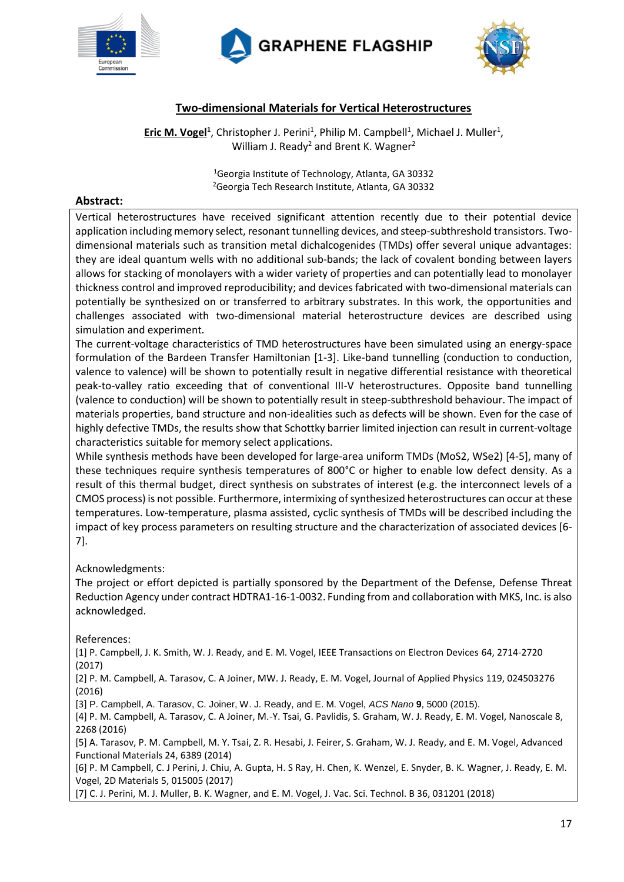## Two-dimensional Materials for Vertical Heterostructures

**Eric M. Vogel**[1], Christopher J. Perini[1], Philip M. Campbell[1], Michael J. Muller[1], William J. Ready[2] and Brent K. Wagner[2]

[1]Georgia Institute of Technology, Atlanta, GA 30332
[2]Georgia Tech Research Institute, Atlanta, GA 30332

**Abstract:**

Vertical heterostructures have received significant attention recently due to their potential device application including memory select, resonant tunnelling devices, and steep-subthreshold transistors. Two-dimensional materials such as transition metal dichalcogenides (TMDs) offer several unique advantages: they are ideal quantum wells with no additional sub-bands; the lack of covalent bonding between layers allows for stacking of monolayers with a wider variety of properties and can potentially lead to monolayer thickness control and improved reproducibility; and devices fabricated with two-dimensional materials can potentially be synthesized on or transferred to arbitrary substrates. In this work, the opportunities and challenges associated with two-dimensional material heterostructure devices are described using simulation and experiment.

The current-voltage characteristics of TMD heterostructures have been simulated using an energy-space formulation of the Bardeen Transfer Hamiltonian [1-3]. Like-band tunnelling (conduction to conduction, valence to valence) will be shown to potentially result in negative differential resistance with theoretical peak-to-valley ratio exceeding that of conventional III-V heterostructures. Opposite band tunnelling (valence to conduction) will be shown to potentially result in steep-subthreshold behaviour. The impact of materials properties, band structure and non-idealities such as defects will be shown. Even for the case of highly defective TMDs, the results show that Schottky barrier limited injection can result in current-voltage characteristics suitable for memory select applications.

While synthesis methods have been developed for large-area uniform TMDs ($MoS_2$, $WSe_2$) [4-5], many of these techniques require synthesis temperatures of 800°C or higher to enable low defect density. As a result of this thermal budget, direct synthesis on substrates of interest (e.g. the interconnect levels of a CMOS process) is not possible. Furthermore, intermixing of synthesized heterostructures can occur at these temperatures. Low-temperature, plasma assisted, cyclic synthesis of TMDs will be described including the impact of key process parameters on resulting structure and the characterization of associated devices [6-7].

Acknowledgments:

The project or effort depicted is partially sponsored by the Department of the Defense, Defense Threat Reduction Agency under contract HDTRA1-16-1-0032. Funding from and collaboration with MKS, Inc. is also acknowledged.

References:

[1] P. Campbell, J. K. Smith, W. J. Ready, and E. M. Vogel, IEEE Transactions on Electron Devices 64, 2714-2720 (2017)

[2] P. M. Campbell, A. Tarasov, C. A Joiner, MW. J. Ready, E. M. Vogel, Journal of Applied Physics 119, 024503276 (2016)

[3] P. Campbell, A. Tarasov, C. Joiner, W. J. Ready, and E. M. Vogel, *ACS Nano* **9**, 5000 (2015).

[4] P. M. Campbell, A. Tarasov, C. A Joiner, M.-Y. Tsai, G. Pavlidis, S. Graham, W. J. Ready, E. M. Vogel, Nanoscale 8, 2268 (2016)

[5] A. Tarasov, P. M. Campbell, M. Y. Tsai, Z. R. Hesabi, J. Feirer, S. Graham, W. J. Ready, and E. M. Vogel, Advanced Functional Materials 24, 6389 (2014)

[6] P. M Campbell, C. J Perini, J. Chiu, A. Gupta, H. S Ray, H. Chen, K. Wenzel, E. Snyder, B. K. Wagner, J. Ready, E. M. Vogel, 2D Materials 5, 015005 (2017)

[7] C. J. Perini, M. J. Muller, B. K. Wagner, and E. M. Vogel, J. Vac. Sci. Technol. B 36, 031201 (2018)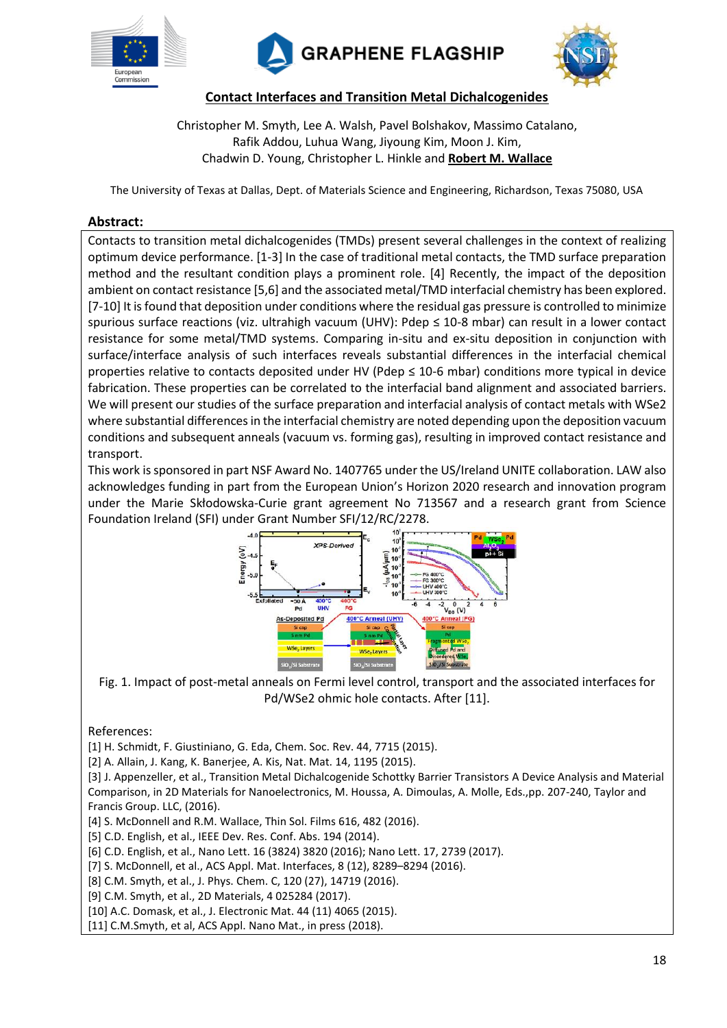## Contact Interfaces and Transition Metal Dichalcogenides

Christopher M. Smyth, Lee A. Walsh, Pavel Bolshakov, Massimo Catalano, Rafik Addou, Luhua Wang, Jiyoung Kim, Moon J. Kim, Chadwin D. Young, Christopher L. Hinkle and **Robert M. Wallace**

The University of Texas at Dallas, Dept. of Materials Science and Engineering, Richardson, Texas 75080, USA

**Abstract:**

Contacts to transition metal dichalcogenides (TMDs) present several challenges in the context of realizing optimum device performance. [1-3] In the case of traditional metal contacts, the TMD surface preparation method and the resultant condition plays a prominent role. [4] Recently, the impact of the deposition ambient on contact resistance [5,6] and the associated metal/TMD interfacial chemistry has been explored. [7-10] It is found that deposition under conditions where the residual gas pressure is controlled to minimize spurious surface reactions (viz. ultrahigh vacuum (UHV): Pdep ≤ 10-8 mbar) can result in a lower contact resistance for some metal/TMD systems. Comparing in-situ and ex-situ deposition in conjunction with surface/interface analysis of such interfaces reveals substantial differences in the interfacial chemical properties relative to contacts deposited under HV (Pdep ≤ 10-6 mbar) conditions more typical in device fabrication. These properties can be correlated to the interfacial band alignment and associated barriers. We will present our studies of the surface preparation and interfacial analysis of contact metals with WSe2 where substantial differences in the interfacial chemistry are noted depending upon the deposition vacuum conditions and subsequent anneals (vacuum vs. forming gas), resulting in improved contact resistance and transport.

This work is sponsored in part NSF Award No. 1407765 under the US/Ireland UNITE collaboration. LAW also acknowledges funding in part from the European Union's Horizon 2020 research and innovation program under the Marie Skłodowska-Curie grant agreement No 713567 and a research grant from Science Foundation Ireland (SFI) under Grant Number SFI/12/RC/2278.

Fig. 1. Impact of post-metal anneals on Fermi level control, transport and the associated interfaces for Pd/WSe2 ohmic hole contacts. After [11].

References:

[1] H. Schmidt, F. Giustiniano, G. Eda, Chem. Soc. Rev. 44, 7715 (2015).
[2] A. Allain, J. Kang, K. Banerjee, A. Kis, Nat. Mat. 14, 1195 (2015).
[3] J. Appenzeller, et al., Transition Metal Dichalcogenide Schottky Barrier Transistors A Device Analysis and Material Comparison, in 2D Materials for Nanoelectronics, M. Houssa, A. Dimoulas, A. Molle, Eds.,pp. 207-240, Taylor and Francis Group. LLC, (2016).
[4] S. McDonnell and R.M. Wallace, Thin Sol. Films 616, 482 (2016).
[5] C.D. English, et al., IEEE Dev. Res. Conf. Abs. 194 (2014).
[6] C.D. English, et al., Nano Lett. 16 (3824) 3820 (2016); Nano Lett. 17, 2739 (2017).
[7] S. McDonnell, et al., ACS Appl. Mat. Interfaces, 8 (12), 8289–8294 (2016).
[8] C.M. Smyth, et al., J. Phys. Chem. C, 120 (27), 14719 (2016).
[9] C.M. Smyth, et al., 2D Materials, 4 025284 (2017).
[10] A.C. Domask, et al., J. Electronic Mat. 44 (11) 4065 (2015).
[11] C.M.Smyth, et al, ACS Appl. Nano Mat., in press (2018).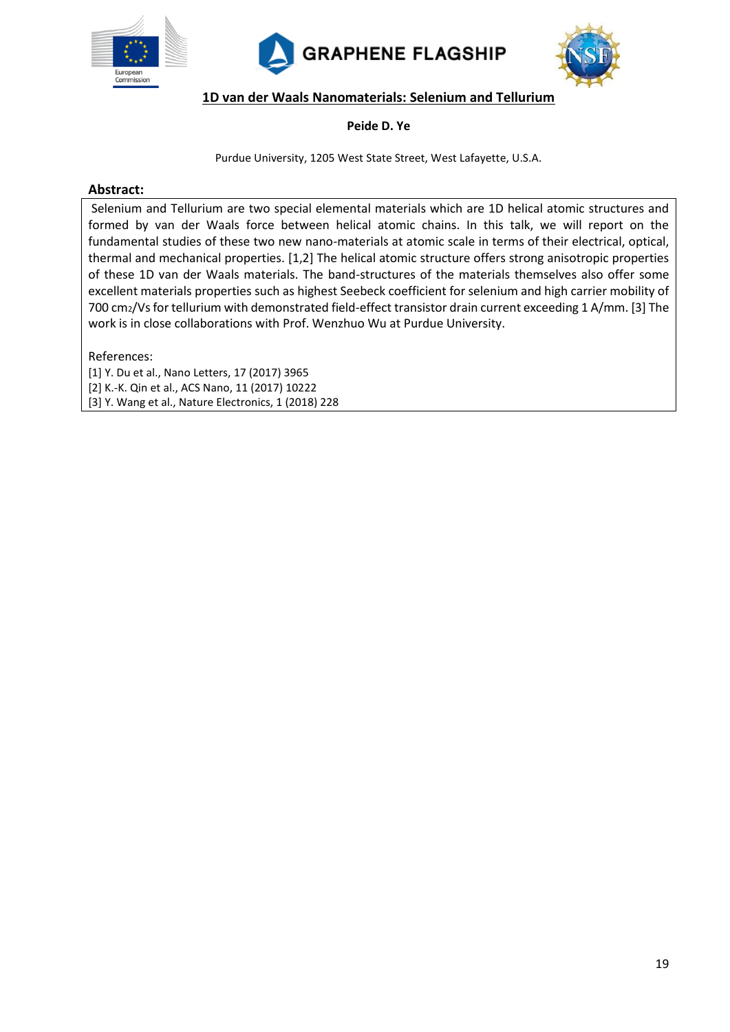# 1D van der Waals Nanomaterials: Selenium and Tellurium

**Peide D. Ye**

Purdue University, 1205 West State Street, West Lafayette, U.S.A.

**Abstract:**

Selenium and Tellurium are two special elemental materials which are 1D helical atomic structures and formed by van der Waals force between helical atomic chains. In this talk, we will report on the fundamental studies of these two new nano-materials at atomic scale in terms of their electrical, optical, thermal and mechanical properties. [1,2] The helical atomic structure offers strong anisotropic properties of these 1D van der Waals materials. The band-structures of the materials themselves also offer some excellent materials properties such as highest Seebeck coefficient for selenium and high carrier mobility of 700 $cm_2$/Vs for tellurium with demonstrated field-effect transistor drain current exceeding 1 A/mm. [3] The work is in close collaborations with Prof. Wenzhuo Wu at Purdue University.

References:

[1] Y. Du et al., Nano Letters, 17 (2017) 3965
[2] K.-K. Qin et al., ACS Nano, 11 (2017) 10222
[3] Y. Wang et al., Nature Electronics, 1 (2018) 228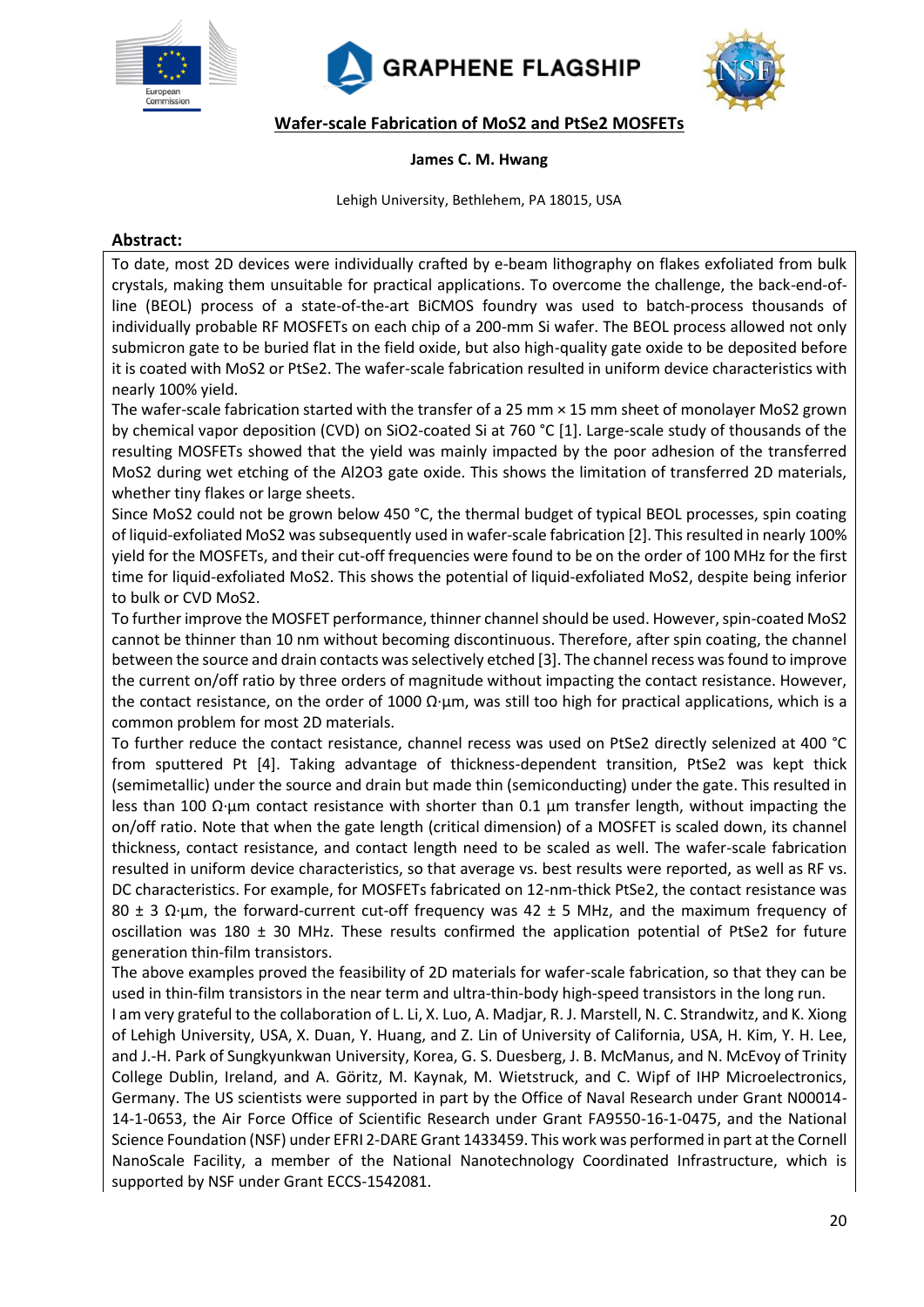## Wafer-scale Fabrication of $MoS_2$ and $PtSe_2$ MOSFETs

**James C. M. Hwang**

Lehigh University, Bethlehem, PA 18015, USA

### Abstract:

To date, most 2D devices were individually crafted by e-beam lithography on flakes exfoliated from bulk crystals, making them unsuitable for practical applications. To overcome the challenge, the back-end-of-line (BEOL) process of a state-of-the-art BiCMOS foundry was used to batch-process thousands of individually probable RF MOSFETs on each chip of a 200-mm Si wafer. The BEOL process allowed not only submicron gate to be buried flat in the field oxide, but also high-quality gate oxide to be deposited before it is coated with $MoS_2$ or $PtSe_2$. The wafer-scale fabrication resulted in uniform device characteristics with nearly 100% yield.

The wafer-scale fabrication started with the transfer of a 25 mm × 15 mm sheet of monolayer $MoS_2$ grown by chemical vapor deposition (CVD) on $SiO_2$-coated Si at 760 °C [1]. Large-scale study of thousands of the resulting MOSFETs showed that the yield was mainly impacted by the poor adhesion of the transferred $MoS_2$ during wet etching of the $Al_2O_3$ gate oxide. This shows the limitation of transferred 2D materials, whether tiny flakes or large sheets.

Since $MoS_2$ could not be grown below 450 °C, the thermal budget of typical BEOL processes, spin coating of liquid-exfoliated $MoS_2$ was subsequently used in wafer-scale fabrication [2]. This resulted in nearly 100% yield for the MOSFETs, and their cut-off frequencies were found to be on the order of 100 MHz for the first time for liquid-exfoliated $MoS_2$. This shows the potential of liquid-exfoliated $MoS_2$, despite being inferior to bulk or CVD $MoS_2$.

To further improve the MOSFET performance, thinner channel should be used. However, spin-coated $MoS_2$ cannot be thinner than 10 nm without becoming discontinuous. Therefore, after spin coating, the channel between the source and drain contacts was selectively etched [3]. The channel recess was found to improve the current on/off ratio by three orders of magnitude without impacting the contact resistance. However, the contact resistance, on the order of 1000 Ω·µm, was still too high for practical applications, which is a common problem for most 2D materials.

To further reduce the contact resistance, channel recess was used on $PtSe_2$ directly selenized at 400 °C from sputtered Pt [4]. Taking advantage of thickness-dependent transition, $PtSe_2$ was kept thick (semimetallic) under the source and drain but made thin (semiconducting) under the gate. This resulted in less than 100 Ω·µm contact resistance with shorter than 0.1 µm transfer length, without impacting the on/off ratio. Note that when the gate length (critical dimension) of a MOSFET is scaled down, its channel thickness, contact resistance, and contact length need to be scaled as well. The wafer-scale fabrication resulted in uniform device characteristics, so that average vs. best results were reported, as well as RF vs. DC characteristics. For example, for MOSFETs fabricated on 12-nm-thick $PtSe_2$, the contact resistance was 80 ± 3 Ω·µm, the forward-current cut-off frequency was 42 ± 5 MHz, and the maximum frequency of oscillation was 180 ± 30 MHz. These results confirmed the application potential of $PtSe_2$ for future generation thin-film transistors.

The above examples proved the feasibility of 2D materials for wafer-scale fabrication, so that they can be used in thin-film transistors in the near term and ultra-thin-body high-speed transistors in the long run.

I am very grateful to the collaboration of L. Li, X. Luo, A. Madjar, R. J. Marstell, N. C. Strandwitz, and K. Xiong of Lehigh University, USA, X. Duan, Y. Huang, and Z. Lin of University of California, USA, H. Kim, Y. H. Lee, and J.-H. Park of Sungkyunkwan University, Korea, G. S. Duesberg, J. B. McManus, and N. McEvoy of Trinity College Dublin, Ireland, and A. Göritz, M. Kaynak, M. Wietstruck, and C. Wipf of IHP Microelectronics, Germany. The US scientists were supported in part by the Office of Naval Research under Grant N00014-14-1-0653, the Air Force Office of Scientific Research under Grant FA9550-16-1-0475, and the National Science Foundation (NSF) under EFRI 2-DARE Grant 1433459. This work was performed in part at the Cornell NanoScale Facility, a member of the National Nanotechnology Coordinated Infrastructure, which is supported by NSF under Grant ECCS-1542081.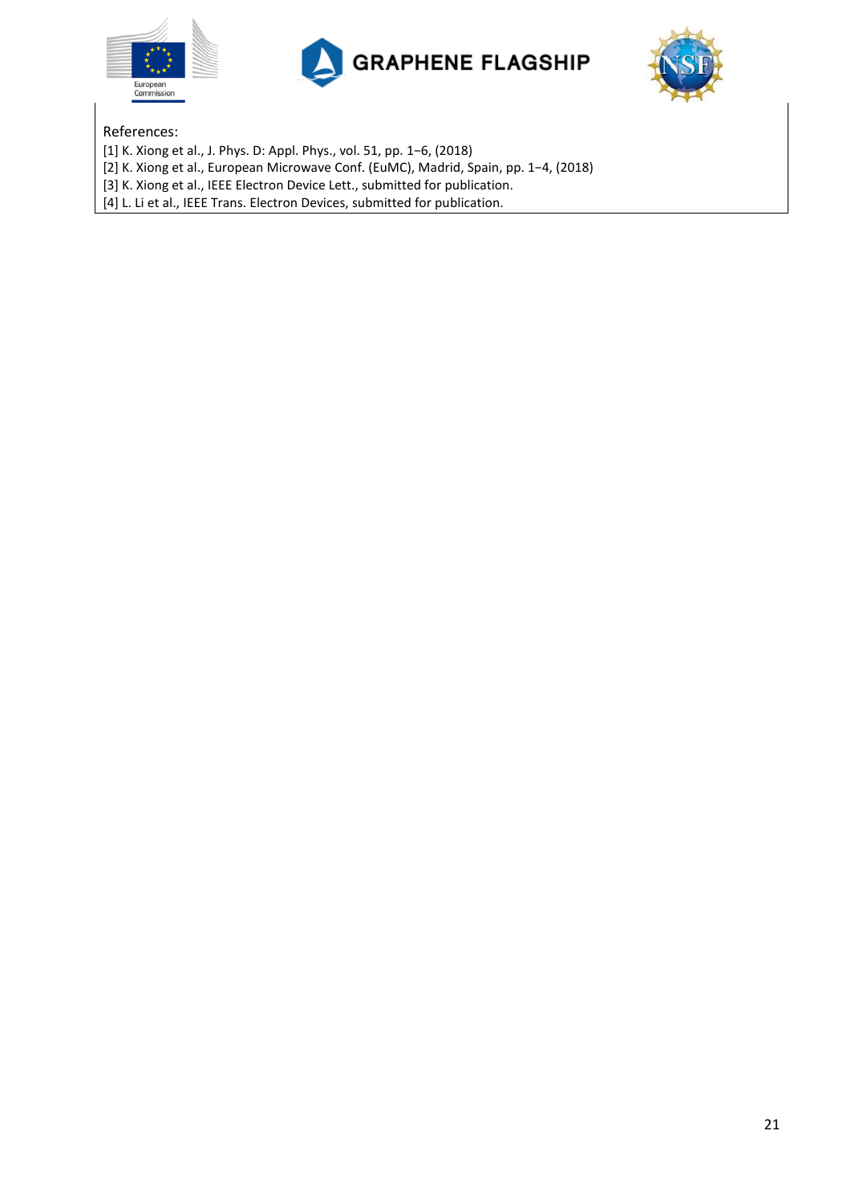References:

[1] K. Xiong et al., J. Phys. D: Appl. Phys., vol. 51, pp. 1−6, (2018)
[2] K. Xiong et al., European Microwave Conf. (EuMC), Madrid, Spain, pp. 1−4, (2018)
[3] K. Xiong et al., IEEE Electron Device Lett., submitted for publication.
[4] L. Li et al., IEEE Trans. Electron Devices, submitted for publication.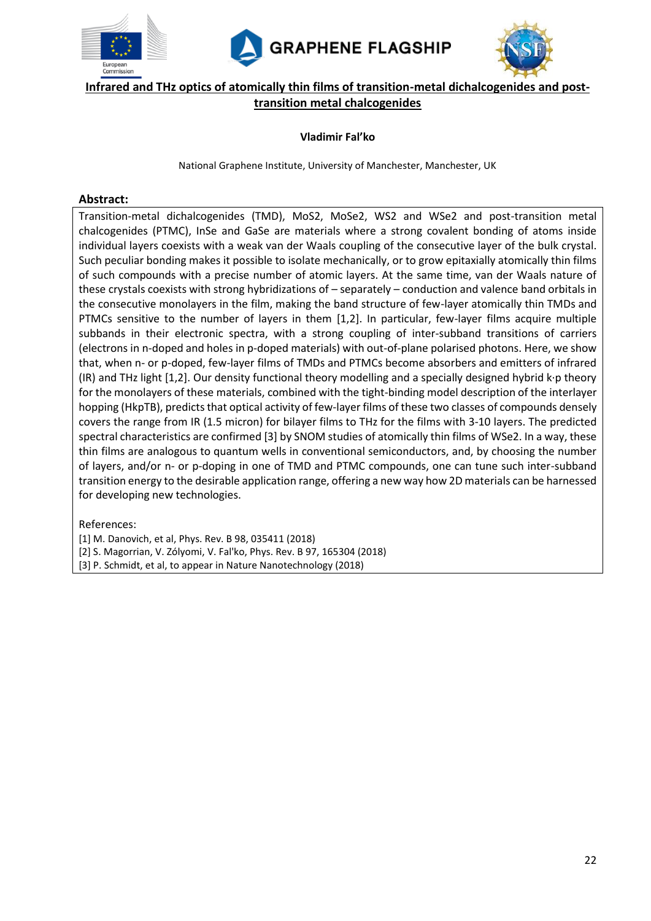# Infrared and THz optics of atomically thin films of transition-metal dichalcogenides and post-transition metal chalcogenides

**Vladimir Fal'ko**

National Graphene Institute, University of Manchester, Manchester, UK

## Abstract:

Transition-metal dichalcogenides (TMD), $MoS_2$, $MoSe_2$, $WS_2$ and $WSe_2$ and post-transition metal chalcogenides (PTMC), InSe and GaSe are materials where a strong covalent bonding of atoms inside individual layers coexists with a weak van der Waals coupling of the consecutive layer of the bulk crystal. Such peculiar bonding makes it possible to isolate mechanically, or to grow epitaxially atomically thin films of such compounds with a precise number of atomic layers. At the same time, van der Waals nature of these crystals coexists with strong hybridizations of – separately – conduction and valence band orbitals in the consecutive monolayers in the film, making the band structure of few-layer atomically thin TMDs and PTMCs sensitive to the number of layers in them [1,2]. In particular, few-layer films acquire multiple subbands in their electronic spectra, with a strong coupling of inter-subband transitions of carriers (electrons in n-doped and holes in p-doped materials) with out-of-plane polarised photons. Here, we show that, when n- or p-doped, few-layer films of TMDs and PTMCs become absorbers and emitters of infrared (IR) and THz light [1,2]. Our density functional theory modelling and a specially designed hybrid $k \cdot p$ theory for the monolayers of these materials, combined with the tight-binding model description of the interlayer hopping (HkpTB), predicts that optical activity of few-layer films of these two classes of compounds densely covers the range from IR (1.5 micron) for bilayer films to THz for the films with 3-10 layers. The predicted spectral characteristics are confirmed [3] by SNOM studies of atomically thin films of $WSe_2$. In a way, these thin films are analogous to quantum wells in conventional semiconductors, and, by choosing the number of layers, and/or n- or p-doping in one of TMD and PTMC compounds, one can tune such inter-subband transition energy to the desirable application range, offering a new way how 2D materials can be harnessed for developing new technologies.

References:

[1] M. Danovich, et al, Phys. Rev. B 98, 035411 (2018)

[2] S. Magorrian, V. Zólyomi, V. Fal'ko, Phys. Rev. B 97, 165304 (2018)

[3] P. Schmidt, et al, to appear in Nature Nanotechnology (2018)